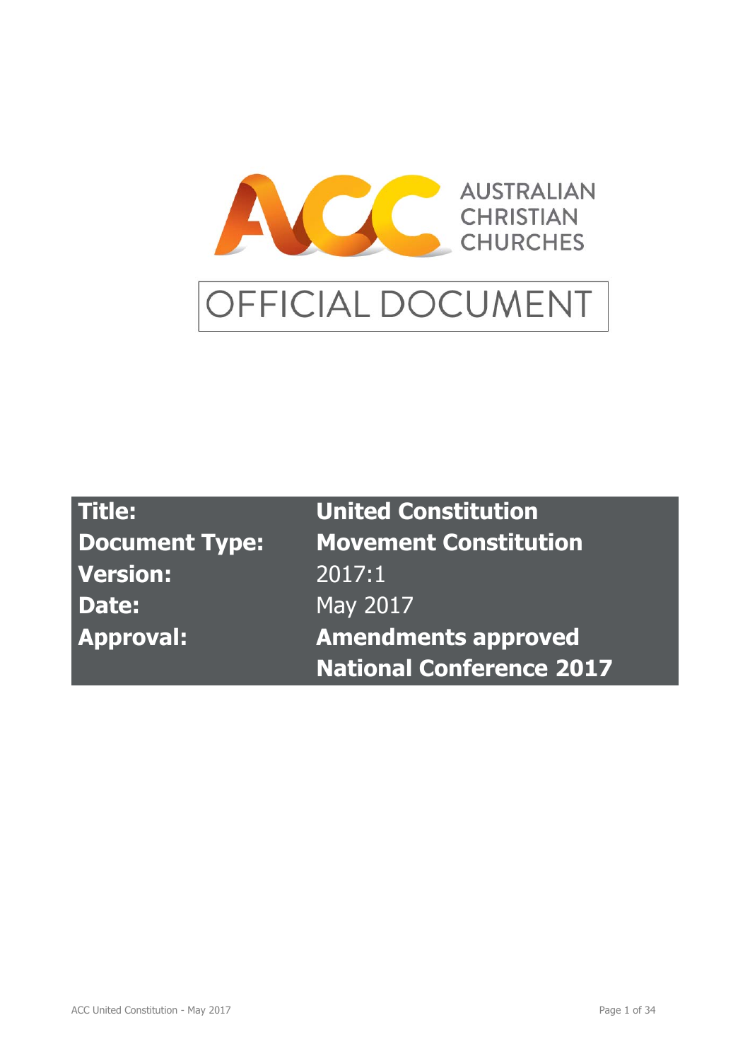AUSTRALIAN CHRISTIAN CHURCHES

# OFFICIAL DOCUMENT

| | |
|---|---|
| **Title:** | **United Constitution** |
| **Document Type:** | **Movement Constitution** |
| **Version:** | 2017:1 |
| **Date:** | May 2017 |
| **Approval:** | **Amendments approved National Conference 2017** |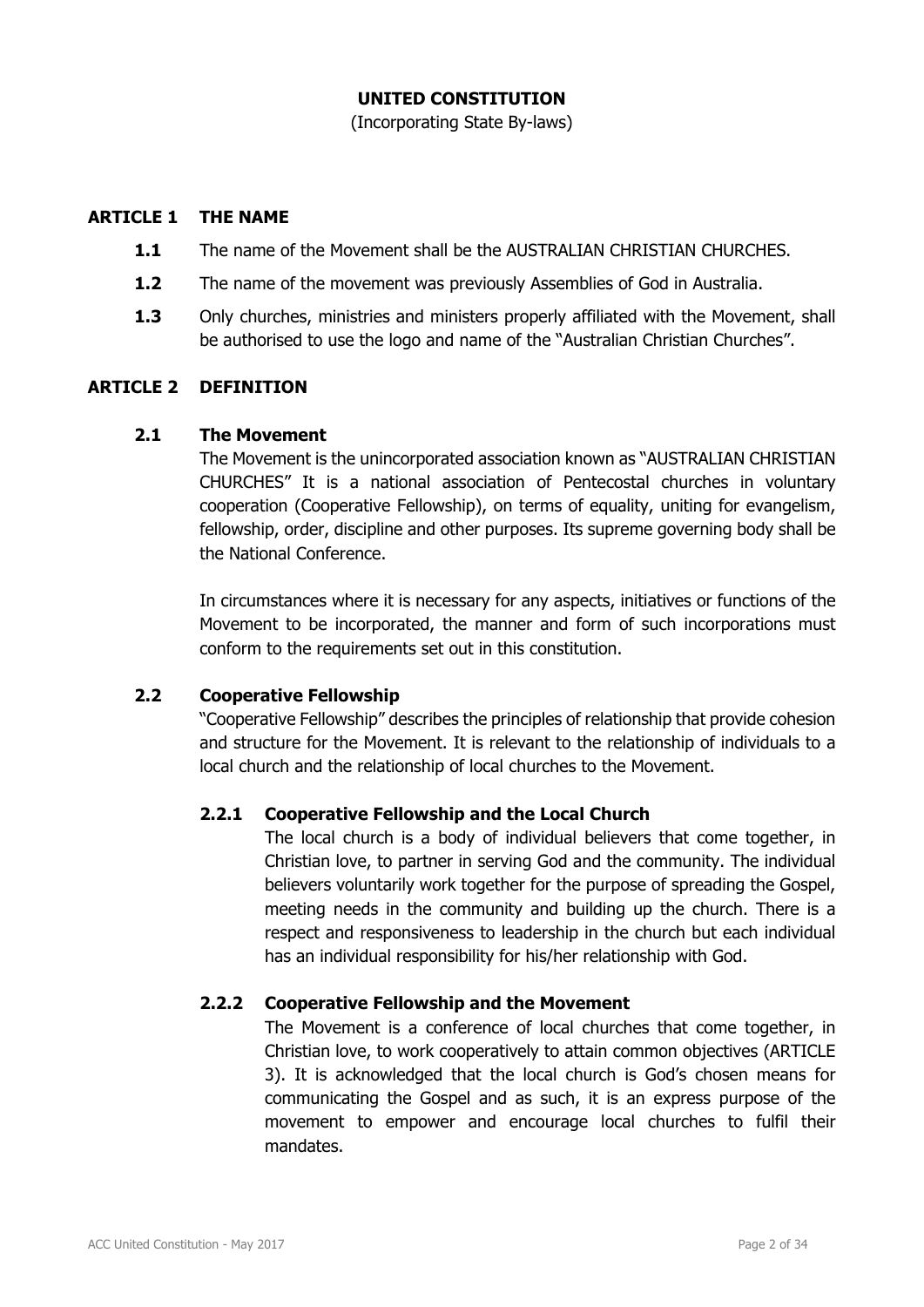# UNITED CONSTITUTION

(Incorporating State By-laws)

## ARTICLE 1 THE NAME

**1.1** The name of the Movement shall be the AUSTRALIAN CHRISTIAN CHURCHES.

**1.2** The name of the movement was previously Assemblies of God in Australia.

**1.3** Only churches, ministries and ministers properly affiliated with the Movement, shall be authorised to use the logo and name of the "Australian Christian Churches".

## ARTICLE 2 DEFINITION

### 2.1 The Movement

The Movement is the unincorporated association known as "AUSTRALIAN CHRISTIAN CHURCHES" It is a national association of Pentecostal churches in voluntary cooperation (Cooperative Fellowship), on terms of equality, uniting for evangelism, fellowship, order, discipline and other purposes. Its supreme governing body shall be the National Conference.

In circumstances where it is necessary for any aspects, initiatives or functions of the Movement to be incorporated, the manner and form of such incorporations must conform to the requirements set out in this constitution.

### 2.2 Cooperative Fellowship

"Cooperative Fellowship" describes the principles of relationship that provide cohesion and structure for the Movement. It is relevant to the relationship of individuals to a local church and the relationship of local churches to the Movement.

#### 2.2.1 Cooperative Fellowship and the Local Church

The local church is a body of individual believers that come together, in Christian love, to partner in serving God and the community. The individual believers voluntarily work together for the purpose of spreading the Gospel, meeting needs in the community and building up the church. There is a respect and responsiveness to leadership in the church but each individual has an individual responsibility for his/her relationship with God.

#### 2.2.2 Cooperative Fellowship and the Movement

The Movement is a conference of local churches that come together, in Christian love, to work cooperatively to attain common objectives (ARTICLE 3). It is acknowledged that the local church is God's chosen means for communicating the Gospel and as such, it is an express purpose of the movement to empower and encourage local churches to fulfil their mandates.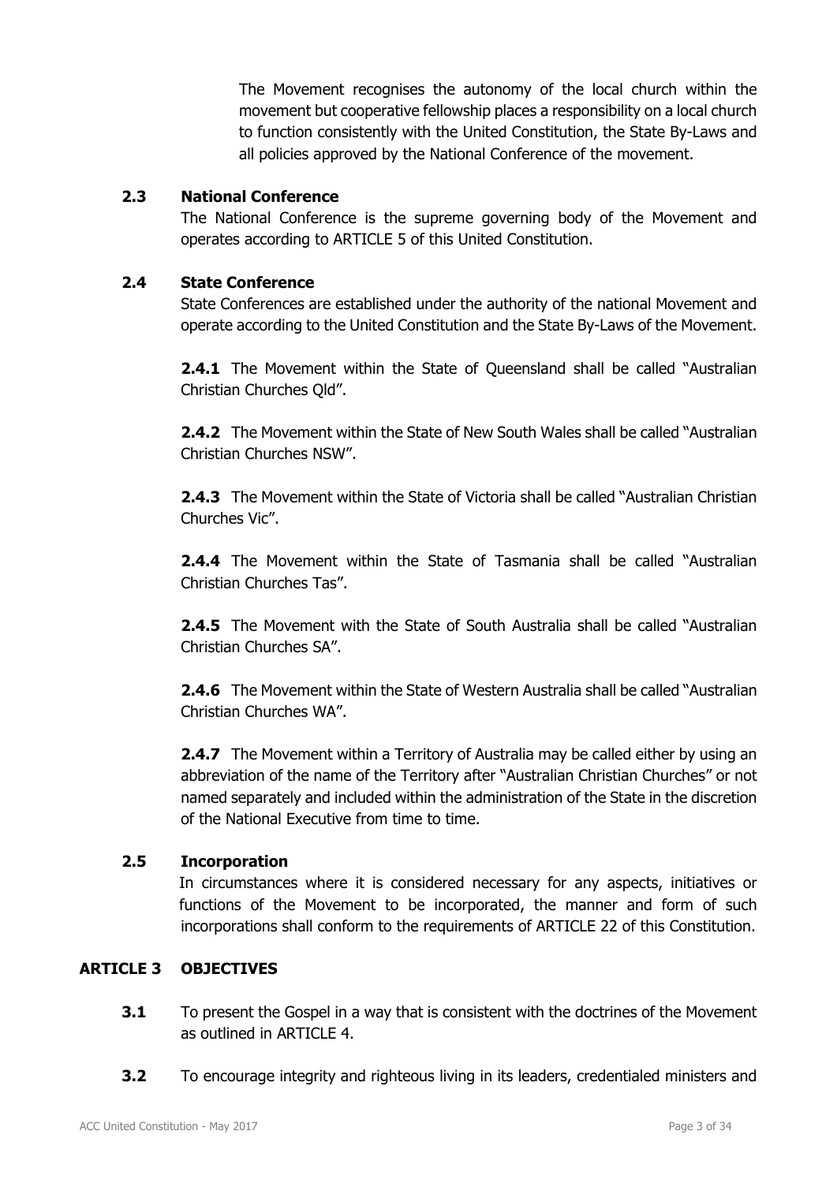The Movement recognises the autonomy of the local church within the movement but cooperative fellowship places a responsibility on a local church to function consistently with the United Constitution, the State By-Laws and all policies approved by the National Conference of the movement.

### 2.3 National Conference

The National Conference is the supreme governing body of the Movement and operates according to ARTICLE 5 of this United Constitution.

### 2.4 State Conference

State Conferences are established under the authority of the national Movement and operate according to the United Constitution and the State By-Laws of the Movement.

**2.4.1** The Movement within the State of Queensland shall be called "Australian Christian Churches Qld".

**2.4.2** The Movement within the State of New South Wales shall be called "Australian Christian Churches NSW".

**2.4.3** The Movement within the State of Victoria shall be called "Australian Christian Churches Vic".

**2.4.4** The Movement within the State of Tasmania shall be called "Australian Christian Churches Tas".

**2.4.5** The Movement with the State of South Australia shall be called "Australian Christian Churches SA".

**2.4.6** The Movement within the State of Western Australia shall be called "Australian Christian Churches WA".

**2.4.7** The Movement within a Territory of Australia may be called either by using an abbreviation of the name of the Territory after "Australian Christian Churches" or not named separately and included within the administration of the State in the discretion of the National Executive from time to time.

### 2.5 Incorporation

In circumstances where it is considered necessary for any aspects, initiatives or functions of the Movement to be incorporated, the manner and form of such incorporations shall conform to the requirements of ARTICLE 22 of this Constitution.

## ARTICLE 3 OBJECTIVES

**3.1** To present the Gospel in a way that is consistent with the doctrines of the Movement as outlined in ARTICLE 4.

**3.2** To encourage integrity and righteous living in its leaders, credentialed ministers and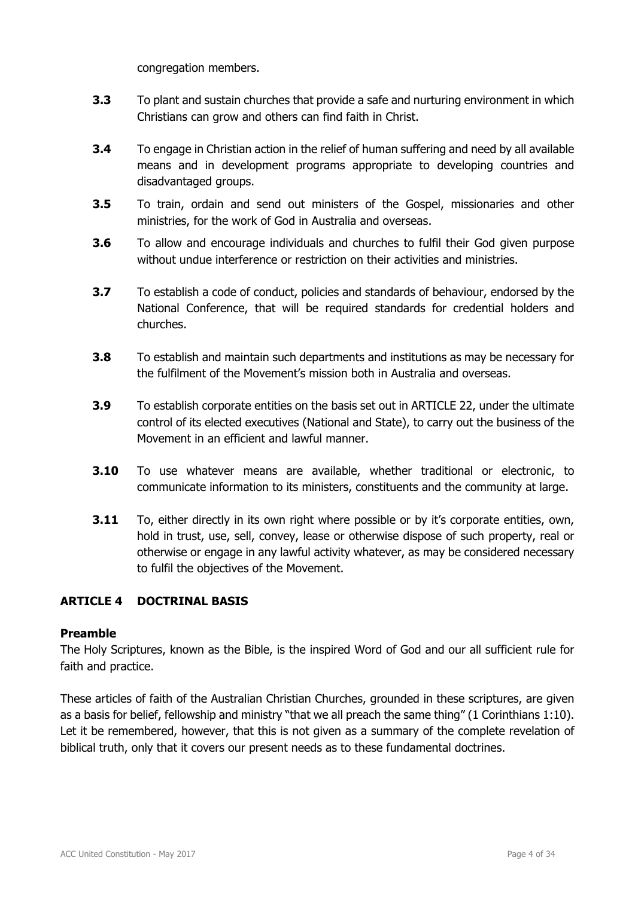congregation members.

**3.3** To plant and sustain churches that provide a safe and nurturing environment in which Christians can grow and others can find faith in Christ.

**3.4** To engage in Christian action in the relief of human suffering and need by all available means and in development programs appropriate to developing countries and disadvantaged groups.

**3.5** To train, ordain and send out ministers of the Gospel, missionaries and other ministries, for the work of God in Australia and overseas.

**3.6** To allow and encourage individuals and churches to fulfil their God given purpose without undue interference or restriction on their activities and ministries.

**3.7** To establish a code of conduct, policies and standards of behaviour, endorsed by the National Conference, that will be required standards for credential holders and churches.

**3.8** To establish and maintain such departments and institutions as may be necessary for the fulfilment of the Movement's mission both in Australia and overseas.

**3.9** To establish corporate entities on the basis set out in ARTICLE 22, under the ultimate control of its elected executives (National and State), to carry out the business of the Movement in an efficient and lawful manner.

**3.10** To use whatever means are available, whether traditional or electronic, to communicate information to its ministers, constituents and the community at large.

**3.11** To, either directly in its own right where possible or by it's corporate entities, own, hold in trust, use, sell, convey, lease or otherwise dispose of such property, real or otherwise or engage in any lawful activity whatever, as may be considered necessary to fulfil the objectives of the Movement.

## ARTICLE 4 DOCTRINAL BASIS

### Preamble

The Holy Scriptures, known as the Bible, is the inspired Word of God and our all sufficient rule for faith and practice.

These articles of faith of the Australian Christian Churches, grounded in these scriptures, are given as a basis for belief, fellowship and ministry "that we all preach the same thing" (1 Corinthians 1:10). Let it be remembered, however, that this is not given as a summary of the complete revelation of biblical truth, only that it covers our present needs as to these fundamental doctrines.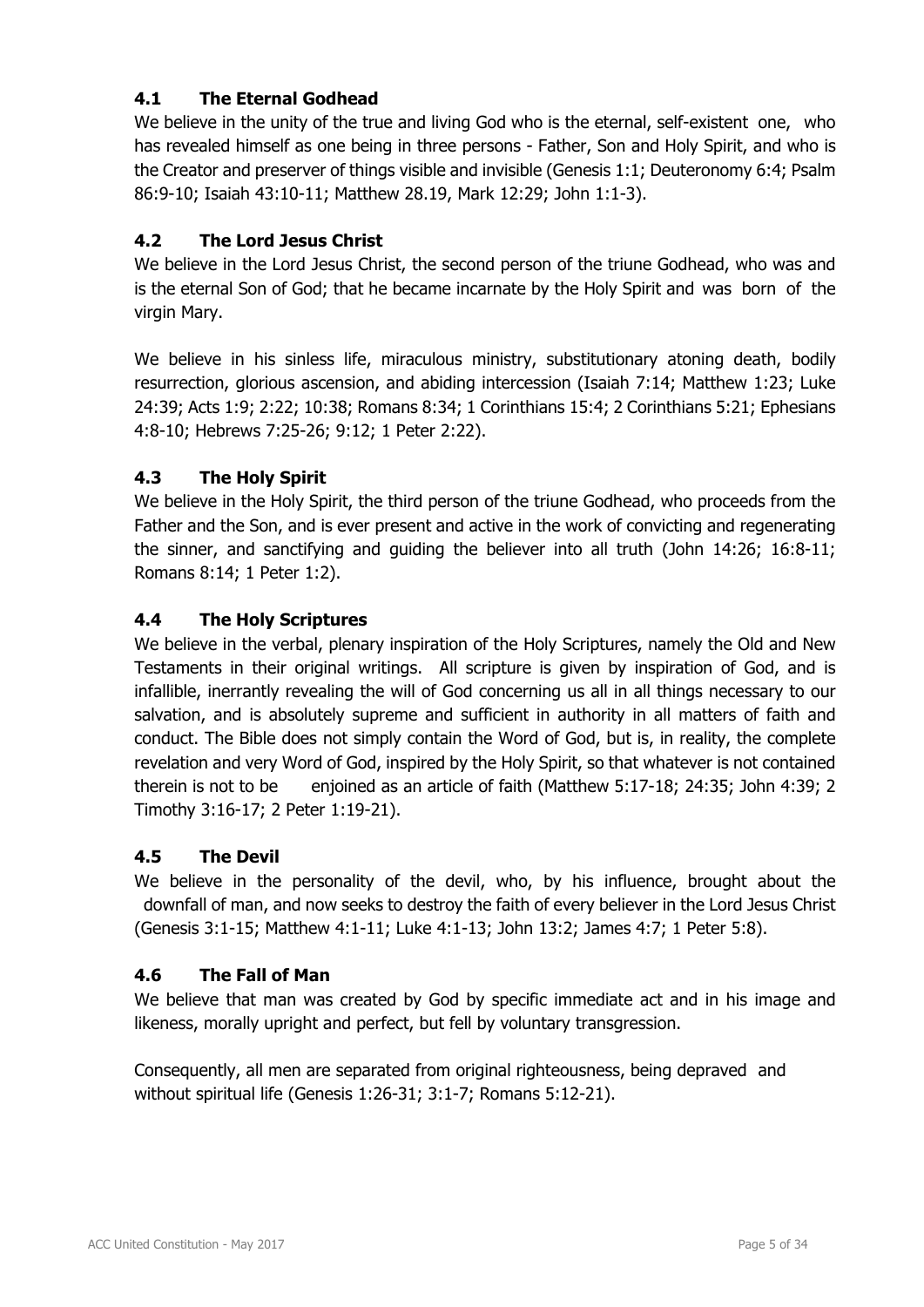### 4.1 The Eternal Godhead

We believe in the unity of the true and living God who is the eternal, self-existent one, who has revealed himself as one being in three persons - Father, Son and Holy Spirit, and who is the Creator and preserver of things visible and invisible (Genesis 1:1; Deuteronomy 6:4; Psalm 86:9-10; Isaiah 43:10-11; Matthew 28.19, Mark 12:29; John 1:1-3).

### 4.2 The Lord Jesus Christ

We believe in the Lord Jesus Christ, the second person of the triune Godhead, who was and is the eternal Son of God; that he became incarnate by the Holy Spirit and was born of the virgin Mary.

We believe in his sinless life, miraculous ministry, substitutionary atoning death, bodily resurrection, glorious ascension, and abiding intercession (Isaiah 7:14; Matthew 1:23; Luke 24:39; Acts 1:9; 2:22; 10:38; Romans 8:34; 1 Corinthians 15:4; 2 Corinthians 5:21; Ephesians 4:8-10; Hebrews 7:25-26; 9:12; 1 Peter 2:22).

### 4.3 The Holy Spirit

We believe in the Holy Spirit, the third person of the triune Godhead, who proceeds from the Father and the Son, and is ever present and active in the work of convicting and regenerating the sinner, and sanctifying and guiding the believer into all truth (John 14:26; 16:8-11; Romans 8:14; 1 Peter 1:2).

### 4.4 The Holy Scriptures

We believe in the verbal, plenary inspiration of the Holy Scriptures, namely the Old and New Testaments in their original writings. All scripture is given by inspiration of God, and is infallible, inerrantly revealing the will of God concerning us all in all things necessary to our salvation, and is absolutely supreme and sufficient in authority in all matters of faith and conduct. The Bible does not simply contain the Word of God, but is, in reality, the complete revelation and very Word of God, inspired by the Holy Spirit, so that whatever is not contained therein is not to be enjoined as an article of faith (Matthew 5:17-18; 24:35; John 4:39; 2 Timothy 3:16-17; 2 Peter 1:19-21).

### 4.5 The Devil

We believe in the personality of the devil, who, by his influence, brought about the downfall of man, and now seeks to destroy the faith of every believer in the Lord Jesus Christ (Genesis 3:1-15; Matthew 4:1-11; Luke 4:1-13; John 13:2; James 4:7; 1 Peter 5:8).

### 4.6 The Fall of Man

We believe that man was created by God by specific immediate act and in his image and likeness, morally upright and perfect, but fell by voluntary transgression.

Consequently, all men are separated from original righteousness, being depraved and without spiritual life (Genesis 1:26-31; 3:1-7; Romans 5:12-21).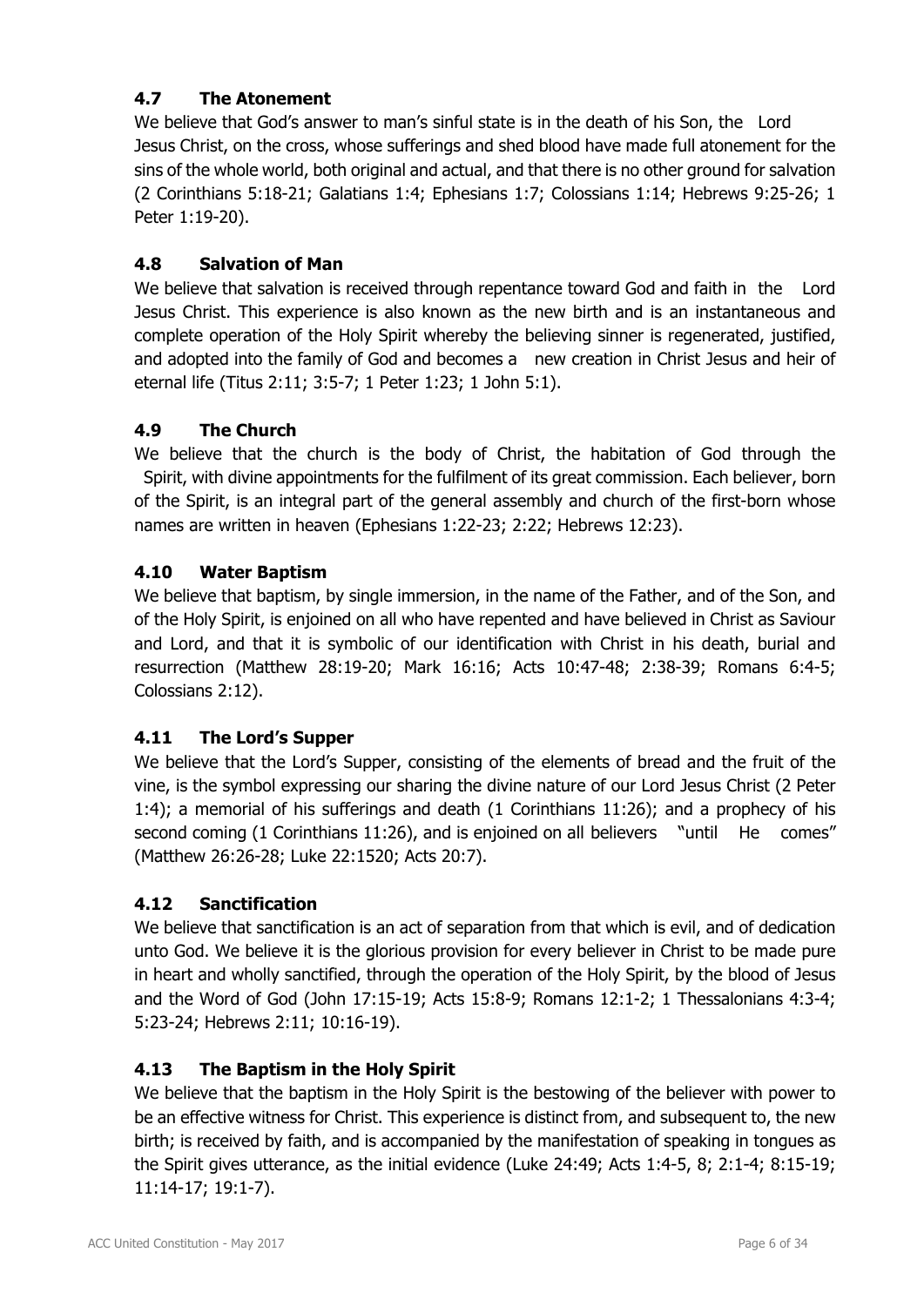### 4.7 The Atonement

We believe that God's answer to man's sinful state is in the death of his Son, the Lord Jesus Christ, on the cross, whose sufferings and shed blood have made full atonement for the sins of the whole world, both original and actual, and that there is no other ground for salvation (2 Corinthians 5:18-21; Galatians 1:4; Ephesians 1:7; Colossians 1:14; Hebrews 9:25-26; 1 Peter 1:19-20).

### 4.8 Salvation of Man

We believe that salvation is received through repentance toward God and faith in the Lord Jesus Christ. This experience is also known as the new birth and is an instantaneous and complete operation of the Holy Spirit whereby the believing sinner is regenerated, justified, and adopted into the family of God and becomes a new creation in Christ Jesus and heir of eternal life (Titus 2:11; 3:5-7; 1 Peter 1:23; 1 John 5:1).

### 4.9 The Church

We believe that the church is the body of Christ, the habitation of God through the Spirit, with divine appointments for the fulfilment of its great commission. Each believer, born of the Spirit, is an integral part of the general assembly and church of the first-born whose names are written in heaven (Ephesians 1:22-23; 2:22; Hebrews 12:23).

### 4.10 Water Baptism

We believe that baptism, by single immersion, in the name of the Father, and of the Son, and of the Holy Spirit, is enjoined on all who have repented and have believed in Christ as Saviour and Lord, and that it is symbolic of our identification with Christ in his death, burial and resurrection (Matthew 28:19-20; Mark 16:16; Acts 10:47-48; 2:38-39; Romans 6:4-5; Colossians 2:12).

### 4.11 The Lord's Supper

We believe that the Lord's Supper, consisting of the elements of bread and the fruit of the vine, is the symbol expressing our sharing the divine nature of our Lord Jesus Christ (2 Peter 1:4); a memorial of his sufferings and death (1 Corinthians 11:26); and a prophecy of his second coming (1 Corinthians 11:26), and is enjoined on all believers "until He comes" (Matthew 26:26-28; Luke 22:1520; Acts 20:7).

### 4.12 Sanctification

We believe that sanctification is an act of separation from that which is evil, and of dedication unto God. We believe it is the glorious provision for every believer in Christ to be made pure in heart and wholly sanctified, through the operation of the Holy Spirit, by the blood of Jesus and the Word of God (John 17:15-19; Acts 15:8-9; Romans 12:1-2; 1 Thessalonians 4:3-4; 5:23-24; Hebrews 2:11; 10:16-19).

### 4.13 The Baptism in the Holy Spirit

We believe that the baptism in the Holy Spirit is the bestowing of the believer with power to be an effective witness for Christ. This experience is distinct from, and subsequent to, the new birth; is received by faith, and is accompanied by the manifestation of speaking in tongues as the Spirit gives utterance, as the initial evidence (Luke 24:49; Acts 1:4-5, 8; 2:1-4; 8:15-19; 11:14-17; 19:1-7).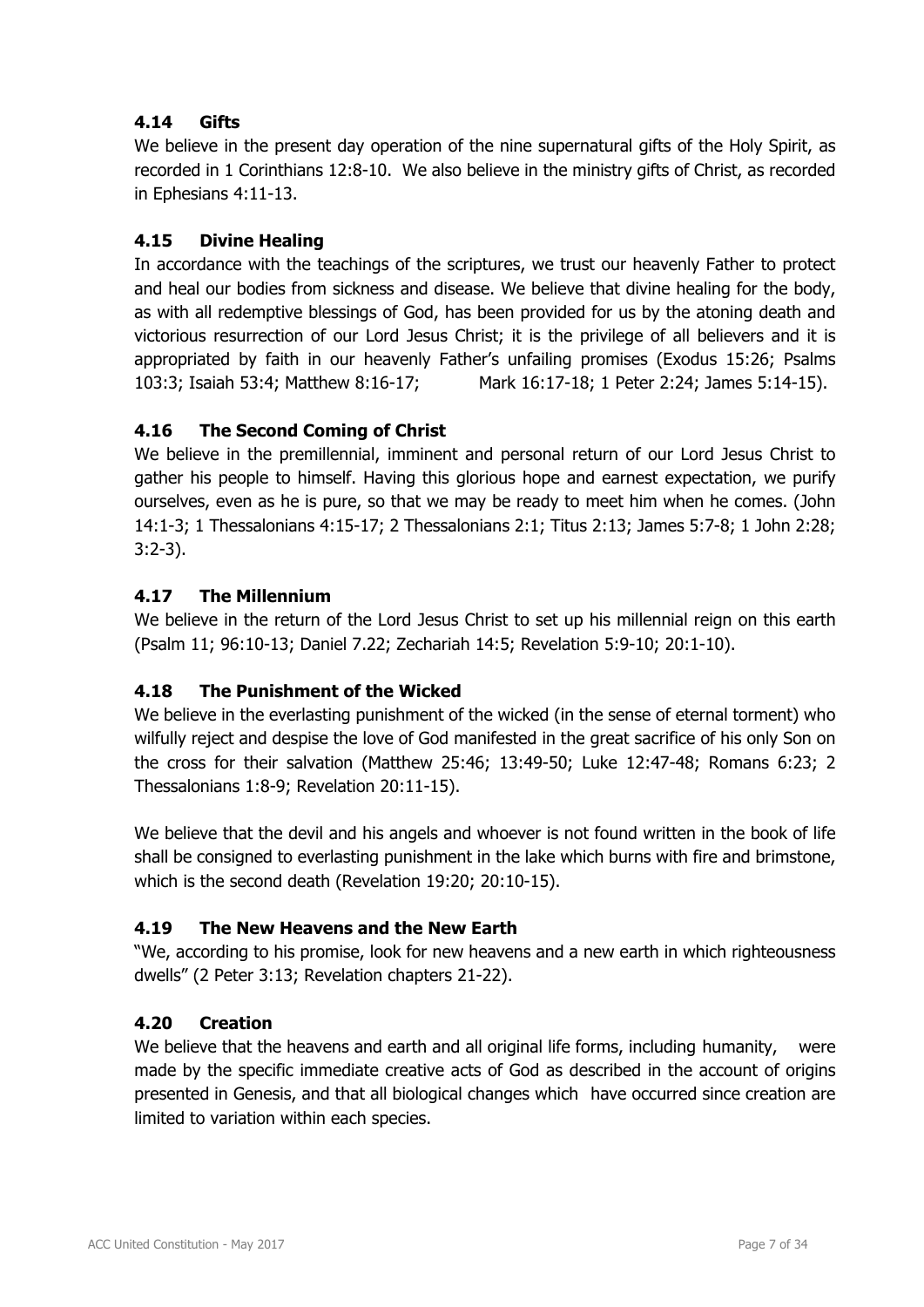### 4.14 Gifts

We believe in the present day operation of the nine supernatural gifts of the Holy Spirit, as recorded in 1 Corinthians 12:8-10. We also believe in the ministry gifts of Christ, as recorded in Ephesians 4:11-13.

### 4.15 Divine Healing

In accordance with the teachings of the scriptures, we trust our heavenly Father to protect and heal our bodies from sickness and disease. We believe that divine healing for the body, as with all redemptive blessings of God, has been provided for us by the atoning death and victorious resurrection of our Lord Jesus Christ; it is the privilege of all believers and it is appropriated by faith in our heavenly Father's unfailing promises (Exodus 15:26; Psalms 103:3; Isaiah 53:4; Matthew 8:16-17; Mark 16:17-18; 1 Peter 2:24; James 5:14-15).

### 4.16 The Second Coming of Christ

We believe in the premillennial, imminent and personal return of our Lord Jesus Christ to gather his people to himself. Having this glorious hope and earnest expectation, we purify ourselves, even as he is pure, so that we may be ready to meet him when he comes. (John 14:1-3; 1 Thessalonians 4:15-17; 2 Thessalonians 2:1; Titus 2:13; James 5:7-8; 1 John 2:28; 3:2-3).

### 4.17 The Millennium

We believe in the return of the Lord Jesus Christ to set up his millennial reign on this earth (Psalm 11; 96:10-13; Daniel 7.22; Zechariah 14:5; Revelation 5:9-10; 20:1-10).

### 4.18 The Punishment of the Wicked

We believe in the everlasting punishment of the wicked (in the sense of eternal torment) who wilfully reject and despise the love of God manifested in the great sacrifice of his only Son on the cross for their salvation (Matthew 25:46; 13:49-50; Luke 12:47-48; Romans 6:23; 2 Thessalonians 1:8-9; Revelation 20:11-15).

We believe that the devil and his angels and whoever is not found written in the book of life shall be consigned to everlasting punishment in the lake which burns with fire and brimstone, which is the second death (Revelation 19:20; 20:10-15).

### 4.19 The New Heavens and the New Earth

"We, according to his promise, look for new heavens and a new earth in which righteousness dwells" (2 Peter 3:13; Revelation chapters 21-22).

### 4.20 Creation

We believe that the heavens and earth and all original life forms, including humanity, were made by the specific immediate creative acts of God as described in the account of origins presented in Genesis, and that all biological changes which have occurred since creation are limited to variation within each species.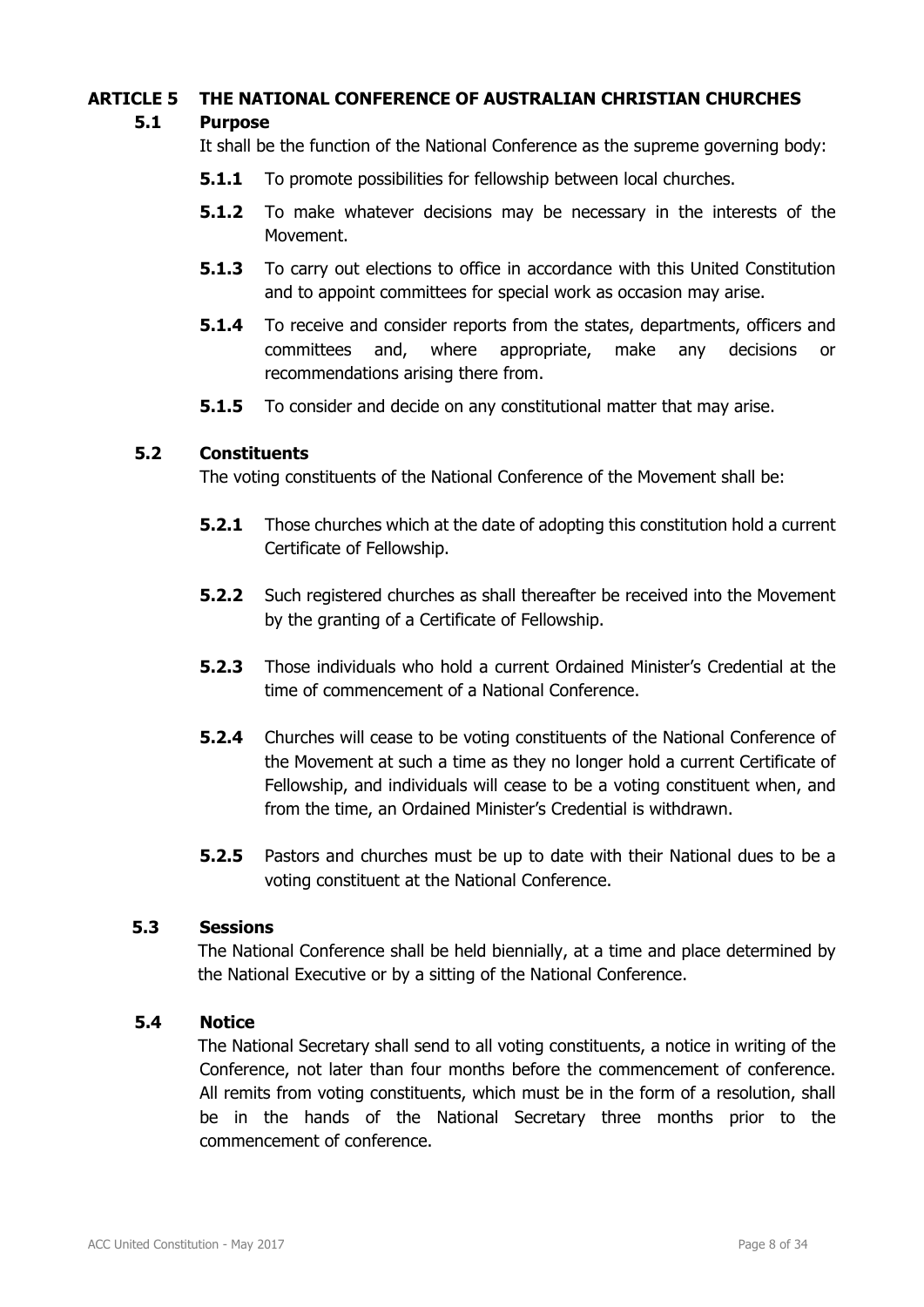## ARTICLE 5 THE NATIONAL CONFERENCE OF AUSTRALIAN CHRISTIAN CHURCHES

### 5.1 Purpose

It shall be the function of the National Conference as the supreme governing body:

**5.1.1** To promote possibilities for fellowship between local churches.

**5.1.2** To make whatever decisions may be necessary in the interests of the Movement.

**5.1.3** To carry out elections to office in accordance with this United Constitution and to appoint committees for special work as occasion may arise.

**5.1.4** To receive and consider reports from the states, departments, officers and committees and, where appropriate, make any decisions or recommendations arising there from.

**5.1.5** To consider and decide on any constitutional matter that may arise.

### 5.2 Constituents

The voting constituents of the National Conference of the Movement shall be:

**5.2.1** Those churches which at the date of adopting this constitution hold a current Certificate of Fellowship.

**5.2.2** Such registered churches as shall thereafter be received into the Movement by the granting of a Certificate of Fellowship.

**5.2.3** Those individuals who hold a current Ordained Minister's Credential at the time of commencement of a National Conference.

**5.2.4** Churches will cease to be voting constituents of the National Conference of the Movement at such a time as they no longer hold a current Certificate of Fellowship, and individuals will cease to be a voting constituent when, and from the time, an Ordained Minister's Credential is withdrawn.

**5.2.5** Pastors and churches must be up to date with their National dues to be a voting constituent at the National Conference.

### 5.3 Sessions

The National Conference shall be held biennially, at a time and place determined by the National Executive or by a sitting of the National Conference.

### 5.4 Notice

The National Secretary shall send to all voting constituents, a notice in writing of the Conference, not later than four months before the commencement of conference. All remits from voting constituents, which must be in the form of a resolution, shall be in the hands of the National Secretary three months prior to the commencement of conference.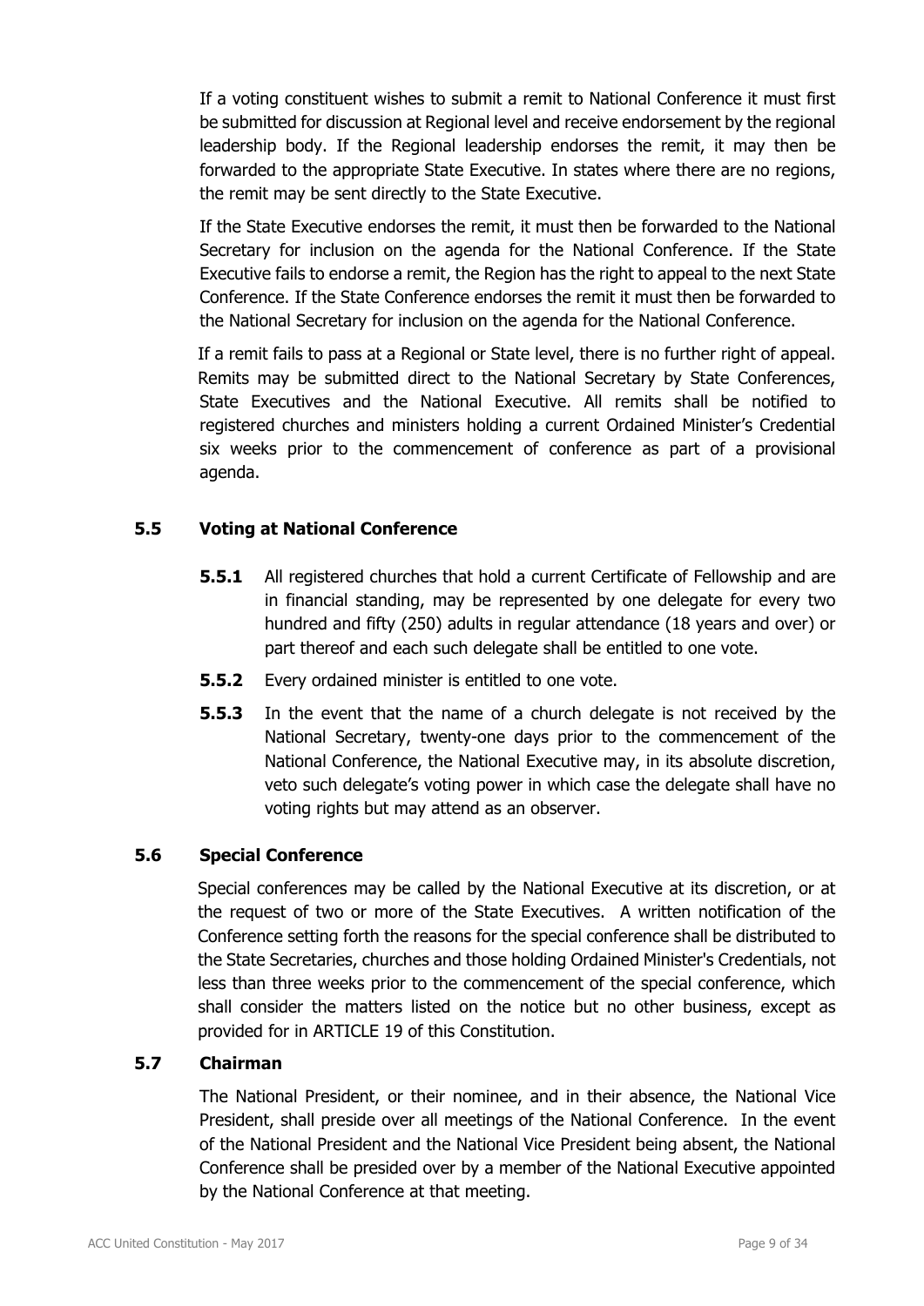If a voting constituent wishes to submit a remit to National Conference it must first be submitted for discussion at Regional level and receive endorsement by the regional leadership body. If the Regional leadership endorses the remit, it may then be forwarded to the appropriate State Executive. In states where there are no regions, the remit may be sent directly to the State Executive.

If the State Executive endorses the remit, it must then be forwarded to the National Secretary for inclusion on the agenda for the National Conference. If the State Executive fails to endorse a remit, the Region has the right to appeal to the next State Conference. If the State Conference endorses the remit it must then be forwarded to the National Secretary for inclusion on the agenda for the National Conference.

If a remit fails to pass at a Regional or State level, there is no further right of appeal. Remits may be submitted direct to the National Secretary by State Conferences, State Executives and the National Executive. All remits shall be notified to registered churches and ministers holding a current Ordained Minister's Credential six weeks prior to the commencement of conference as part of a provisional agenda.

### 5.5 Voting at National Conference

**5.5.1** All registered churches that hold a current Certificate of Fellowship and are in financial standing, may be represented by one delegate for every two hundred and fifty (250) adults in regular attendance (18 years and over) or part thereof and each such delegate shall be entitled to one vote.

**5.5.2** Every ordained minister is entitled to one vote.

**5.5.3** In the event that the name of a church delegate is not received by the National Secretary, twenty-one days prior to the commencement of the National Conference, the National Executive may, in its absolute discretion, veto such delegate's voting power in which case the delegate shall have no voting rights but may attend as an observer.

### 5.6 Special Conference

Special conferences may be called by the National Executive at its discretion, or at the request of two or more of the State Executives. A written notification of the Conference setting forth the reasons for the special conference shall be distributed to the State Secretaries, churches and those holding Ordained Minister's Credentials, not less than three weeks prior to the commencement of the special conference, which shall consider the matters listed on the notice but no other business, except as provided for in ARTICLE 19 of this Constitution.

### 5.7 Chairman

The National President, or their nominee, and in their absence, the National Vice President, shall preside over all meetings of the National Conference. In the event of the National President and the National Vice President being absent, the National Conference shall be presided over by a member of the National Executive appointed by the National Conference at that meeting.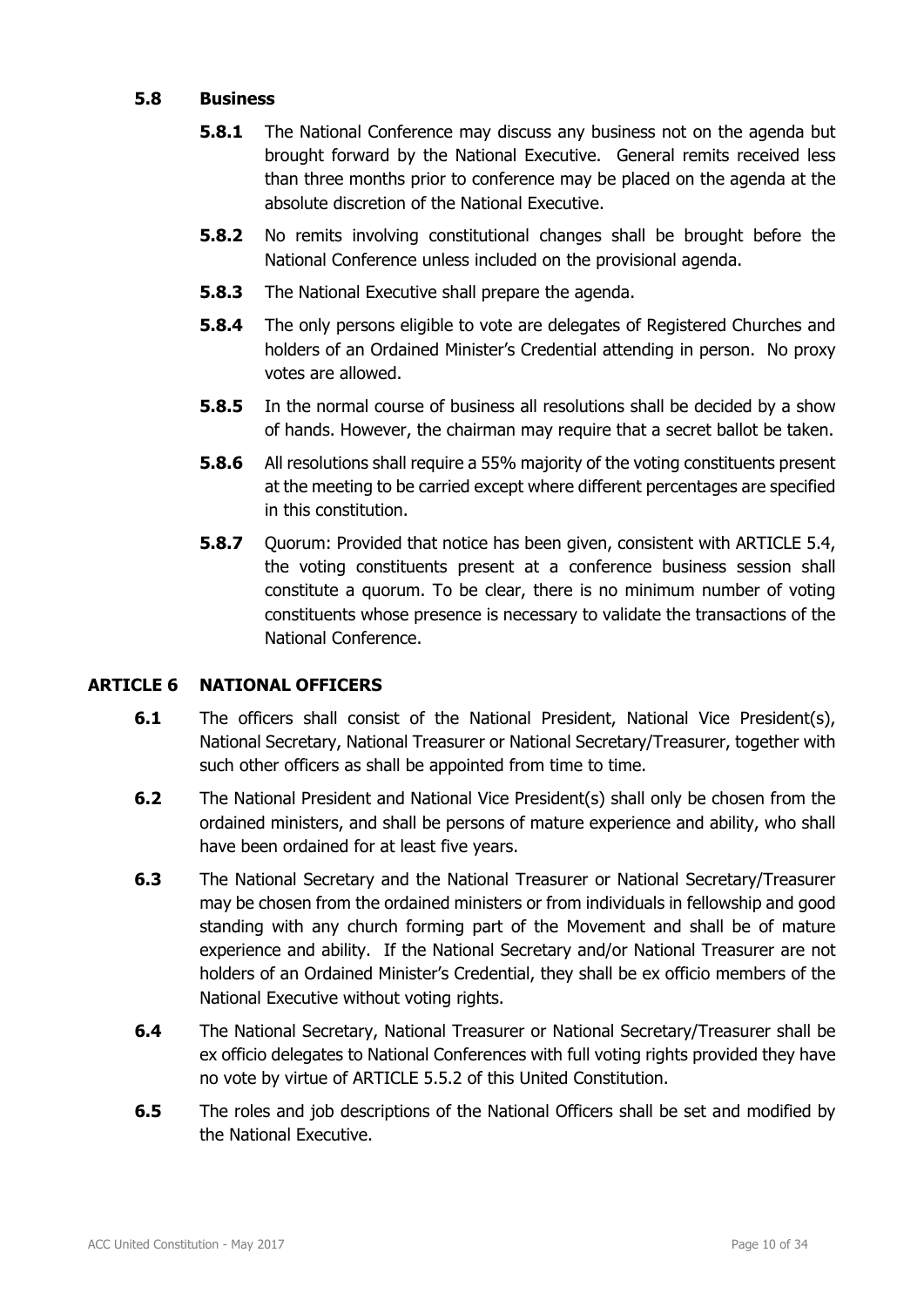### 5.8 Business

**5.8.1** The National Conference may discuss any business not on the agenda but brought forward by the National Executive. General remits received less than three months prior to conference may be placed on the agenda at the absolute discretion of the National Executive.

**5.8.2** No remits involving constitutional changes shall be brought before the National Conference unless included on the provisional agenda.

**5.8.3** The National Executive shall prepare the agenda.

**5.8.4** The only persons eligible to vote are delegates of Registered Churches and holders of an Ordained Minister's Credential attending in person. No proxy votes are allowed.

**5.8.5** In the normal course of business all resolutions shall be decided by a show of hands. However, the chairman may require that a secret ballot be taken.

**5.8.6** All resolutions shall require a 55% majority of the voting constituents present at the meeting to be carried except where different percentages are specified in this constitution.

**5.8.7** Quorum: Provided that notice has been given, consistent with ARTICLE 5.4, the voting constituents present at a conference business session shall constitute a quorum. To be clear, there is no minimum number of voting constituents whose presence is necessary to validate the transactions of the National Conference.

## ARTICLE 6 NATIONAL OFFICERS

**6.1** The officers shall consist of the National President, National Vice President(s), National Secretary, National Treasurer or National Secretary/Treasurer, together with such other officers as shall be appointed from time to time.

**6.2** The National President and National Vice President(s) shall only be chosen from the ordained ministers, and shall be persons of mature experience and ability, who shall have been ordained for at least five years.

**6.3** The National Secretary and the National Treasurer or National Secretary/Treasurer may be chosen from the ordained ministers or from individuals in fellowship and good standing with any church forming part of the Movement and shall be of mature experience and ability. If the National Secretary and/or National Treasurer are not holders of an Ordained Minister's Credential, they shall be ex officio members of the National Executive without voting rights.

**6.4** The National Secretary, National Treasurer or National Secretary/Treasurer shall be ex officio delegates to National Conferences with full voting rights provided they have no vote by virtue of ARTICLE 5.5.2 of this United Constitution.

**6.5** The roles and job descriptions of the National Officers shall be set and modified by the National Executive.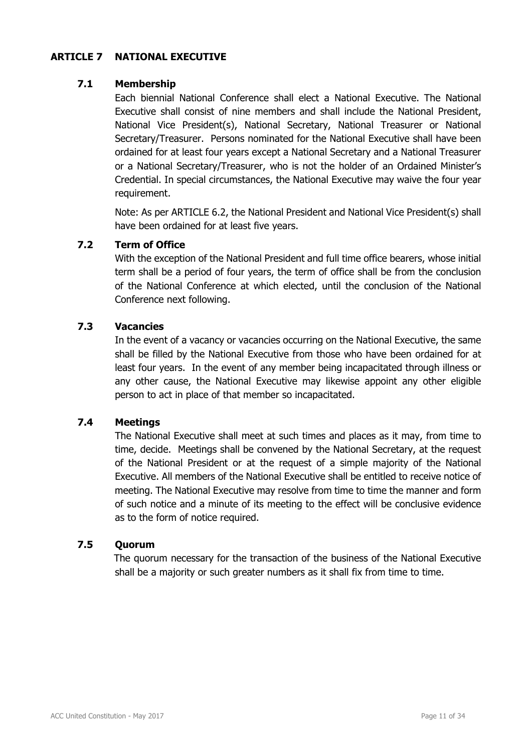## ARTICLE 7 NATIONAL EXECUTIVE

### 7.1 Membership

Each biennial National Conference shall elect a National Executive. The National Executive shall consist of nine members and shall include the National President, National Vice President(s), National Secretary, National Treasurer or National Secretary/Treasurer. Persons nominated for the National Executive shall have been ordained for at least four years except a National Secretary and a National Treasurer or a National Secretary/Treasurer, who is not the holder of an Ordained Minister's Credential. In special circumstances, the National Executive may waive the four year requirement.

Note: As per ARTICLE 6.2, the National President and National Vice President(s) shall have been ordained for at least five years.

### 7.2 Term of Office

With the exception of the National President and full time office bearers, whose initial term shall be a period of four years, the term of office shall be from the conclusion of the National Conference at which elected, until the conclusion of the National Conference next following.

### 7.3 Vacancies

In the event of a vacancy or vacancies occurring on the National Executive, the same shall be filled by the National Executive from those who have been ordained for at least four years. In the event of any member being incapacitated through illness or any other cause, the National Executive may likewise appoint any other eligible person to act in place of that member so incapacitated.

### 7.4 Meetings

The National Executive shall meet at such times and places as it may, from time to time, decide. Meetings shall be convened by the National Secretary, at the request of the National President or at the request of a simple majority of the National Executive. All members of the National Executive shall be entitled to receive notice of meeting. The National Executive may resolve from time to time the manner and form of such notice and a minute of its meeting to the effect will be conclusive evidence as to the form of notice required.

### 7.5 Quorum

The quorum necessary for the transaction of the business of the National Executive shall be a majority or such greater numbers as it shall fix from time to time.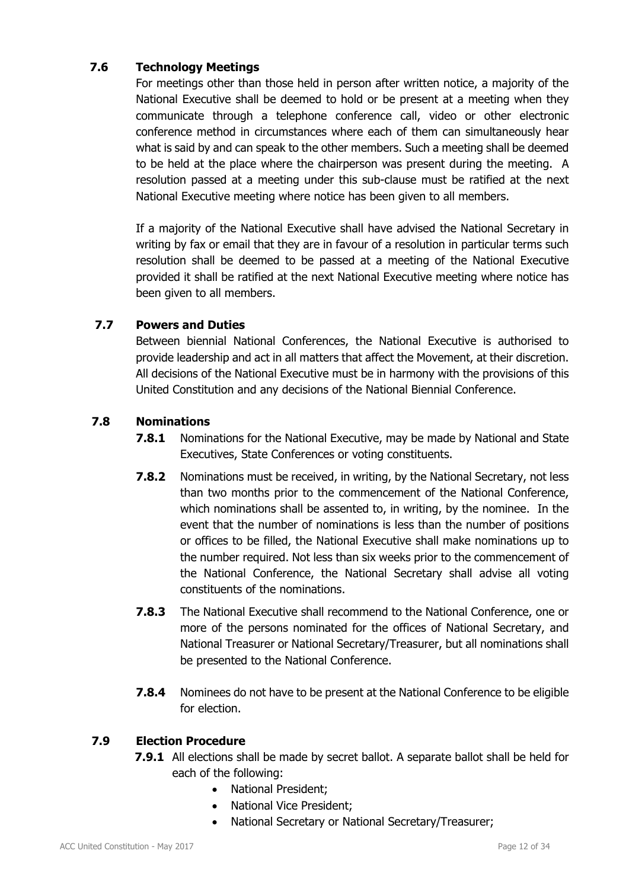### 7.6 Technology Meetings

For meetings other than those held in person after written notice, a majority of the National Executive shall be deemed to hold or be present at a meeting when they communicate through a telephone conference call, video or other electronic conference method in circumstances where each of them can simultaneously hear what is said by and can speak to the other members. Such a meeting shall be deemed to be held at the place where the chairperson was present during the meeting. A resolution passed at a meeting under this sub-clause must be ratified at the next National Executive meeting where notice has been given to all members.

If a majority of the National Executive shall have advised the National Secretary in writing by fax or email that they are in favour of a resolution in particular terms such resolution shall be deemed to be passed at a meeting of the National Executive provided it shall be ratified at the next National Executive meeting where notice has been given to all members.

### 7.7 Powers and Duties

Between biennial National Conferences, the National Executive is authorised to provide leadership and act in all matters that affect the Movement, at their discretion. All decisions of the National Executive must be in harmony with the provisions of this United Constitution and any decisions of the National Biennial Conference.

### 7.8 Nominations

**7.8.1** Nominations for the National Executive, may be made by National and State Executives, State Conferences or voting constituents.

**7.8.2** Nominations must be received, in writing, by the National Secretary, not less than two months prior to the commencement of the National Conference, which nominations shall be assented to, in writing, by the nominee. In the event that the number of nominations is less than the number of positions or offices to be filled, the National Executive shall make nominations up to the number required. Not less than six weeks prior to the commencement of the National Conference, the National Secretary shall advise all voting constituents of the nominations.

**7.8.3** The National Executive shall recommend to the National Conference, one or more of the persons nominated for the offices of National Secretary, and National Treasurer or National Secretary/Treasurer, but all nominations shall be presented to the National Conference.

**7.8.4** Nominees do not have to be present at the National Conference to be eligible for election.

### 7.9 Election Procedure

**7.9.1** All elections shall be made by secret ballot. A separate ballot shall be held for each of the following:

- National President;
- National Vice President;
- National Secretary or National Secretary/Treasurer;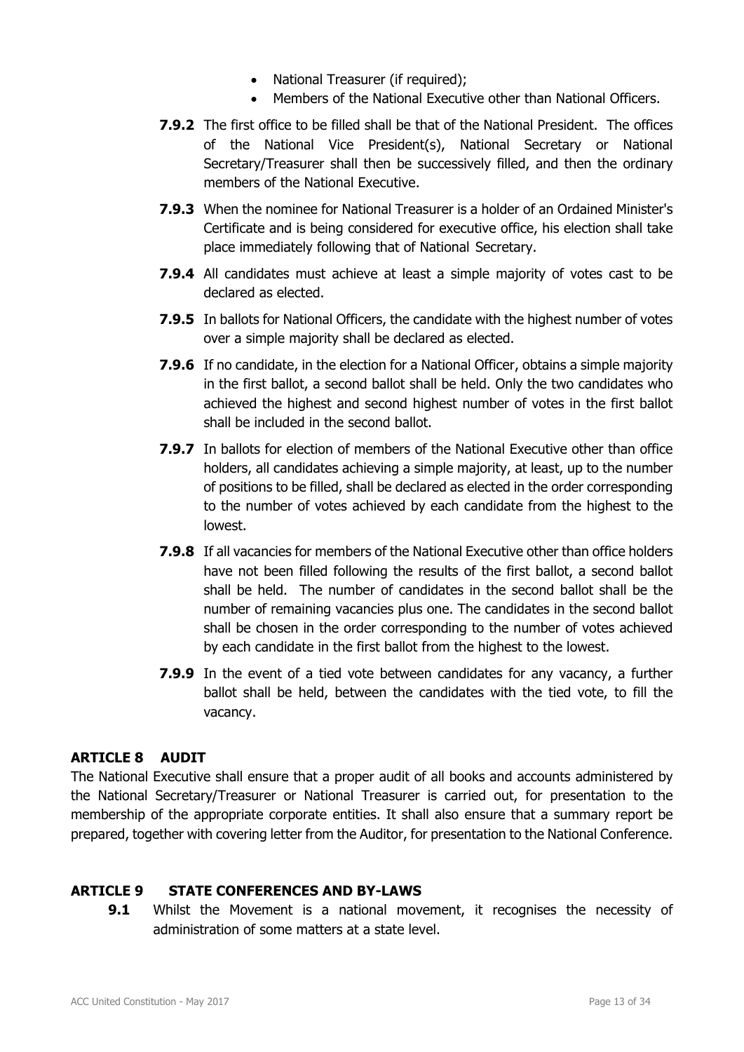- National Treasurer (if required);
- Members of the National Executive other than National Officers.

**7.9.2** The first office to be filled shall be that of the National President. The offices of the National Vice President(s), National Secretary or National Secretary/Treasurer shall then be successively filled, and then the ordinary members of the National Executive.

**7.9.3** When the nominee for National Treasurer is a holder of an Ordained Minister's Certificate and is being considered for executive office, his election shall take place immediately following that of National Secretary.

**7.9.4** All candidates must achieve at least a simple majority of votes cast to be declared as elected.

**7.9.5** In ballots for National Officers, the candidate with the highest number of votes over a simple majority shall be declared as elected.

**7.9.6** If no candidate, in the election for a National Officer, obtains a simple majority in the first ballot, a second ballot shall be held. Only the two candidates who achieved the highest and second highest number of votes in the first ballot shall be included in the second ballot.

**7.9.7** In ballots for election of members of the National Executive other than office holders, all candidates achieving a simple majority, at least, up to the number of positions to be filled, shall be declared as elected in the order corresponding to the number of votes achieved by each candidate from the highest to the lowest.

**7.9.8** If all vacancies for members of the National Executive other than office holders have not been filled following the results of the first ballot, a second ballot shall be held. The number of candidates in the second ballot shall be the number of remaining vacancies plus one. The candidates in the second ballot shall be chosen in the order corresponding to the number of votes achieved by each candidate in the first ballot from the highest to the lowest.

**7.9.9** In the event of a tied vote between candidates for any vacancy, a further ballot shall be held, between the candidates with the tied vote, to fill the vacancy.

## ARTICLE 8 AUDIT

The National Executive shall ensure that a proper audit of all books and accounts administered by the National Secretary/Treasurer or National Treasurer is carried out, for presentation to the membership of the appropriate corporate entities. It shall also ensure that a summary report be prepared, together with covering letter from the Auditor, for presentation to the National Conference.

## ARTICLE 9 STATE CONFERENCES AND BY-LAWS

**9.1** Whilst the Movement is a national movement, it recognises the necessity of administration of some matters at a state level.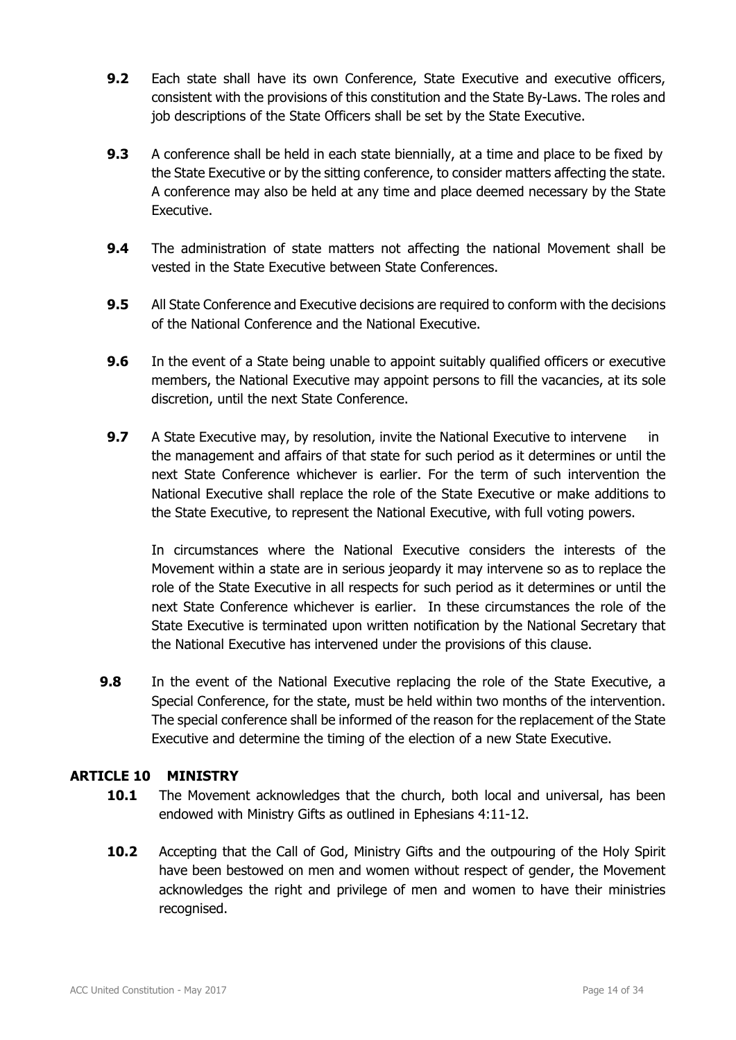**9.2** Each state shall have its own Conference, State Executive and executive officers, consistent with the provisions of this constitution and the State By-Laws. The roles and job descriptions of the State Officers shall be set by the State Executive.

**9.3** A conference shall be held in each state biennially, at a time and place to be fixed by the State Executive or by the sitting conference, to consider matters affecting the state. A conference may also be held at any time and place deemed necessary by the State Executive.

**9.4** The administration of state matters not affecting the national Movement shall be vested in the State Executive between State Conferences.

**9.5** All State Conference and Executive decisions are required to conform with the decisions of the National Conference and the National Executive.

**9.6** In the event of a State being unable to appoint suitably qualified officers or executive members, the National Executive may appoint persons to fill the vacancies, at its sole discretion, until the next State Conference.

**9.7** A State Executive may, by resolution, invite the National Executive to intervene in the management and affairs of that state for such period as it determines or until the next State Conference whichever is earlier. For the term of such intervention the National Executive shall replace the role of the State Executive or make additions to the State Executive, to represent the National Executive, with full voting powers.

In circumstances where the National Executive considers the interests of the Movement within a state are in serious jeopardy it may intervene so as to replace the role of the State Executive in all respects for such period as it determines or until the next State Conference whichever is earlier. In these circumstances the role of the State Executive is terminated upon written notification by the National Secretary that the National Executive has intervened under the provisions of this clause.

**9.8** In the event of the National Executive replacing the role of the State Executive, a Special Conference, for the state, must be held within two months of the intervention. The special conference shall be informed of the reason for the replacement of the State Executive and determine the timing of the election of a new State Executive.

## ARTICLE 10 MINISTRY

**10.1** The Movement acknowledges that the church, both local and universal, has been endowed with Ministry Gifts as outlined in Ephesians 4:11-12.

**10.2** Accepting that the Call of God, Ministry Gifts and the outpouring of the Holy Spirit have been bestowed on men and women without respect of gender, the Movement acknowledges the right and privilege of men and women to have their ministries recognised.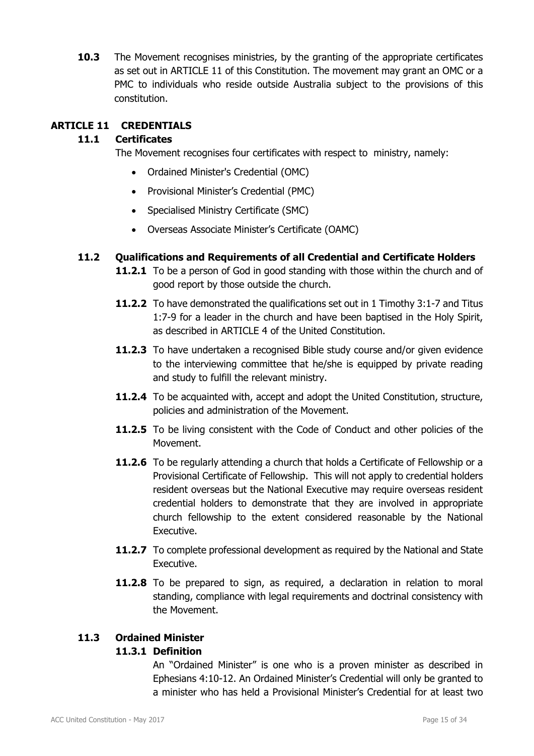**10.3** The Movement recognises ministries, by the granting of the appropriate certificates as set out in ARTICLE 11 of this Constitution. The movement may grant an OMC or a PMC to individuals who reside outside Australia subject to the provisions of this constitution.

## ARTICLE 11 CREDENTIALS

### 11.1 Certificates

The Movement recognises four certificates with respect to ministry, namely:

- Ordained Minister's Credential (OMC)
- Provisional Minister's Credential (PMC)
- Specialised Ministry Certificate (SMC)
- Overseas Associate Minister's Certificate (OAMC)

### 11.2 Qualifications and Requirements of all Credential and Certificate Holders

**11.2.1** To be a person of God in good standing with those within the church and of good report by those outside the church.

**11.2.2** To have demonstrated the qualifications set out in 1 Timothy 3:1-7 and Titus 1:7-9 for a leader in the church and have been baptised in the Holy Spirit, as described in ARTICLE 4 of the United Constitution.

**11.2.3** To have undertaken a recognised Bible study course and/or given evidence to the interviewing committee that he/she is equipped by private reading and study to fulfill the relevant ministry.

**11.2.4** To be acquainted with, accept and adopt the United Constitution, structure, policies and administration of the Movement.

**11.2.5** To be living consistent with the Code of Conduct and other policies of the Movement.

**11.2.6** To be regularly attending a church that holds a Certificate of Fellowship or a Provisional Certificate of Fellowship. This will not apply to credential holders resident overseas but the National Executive may require overseas resident credential holders to demonstrate that they are involved in appropriate church fellowship to the extent considered reasonable by the National Executive.

**11.2.7** To complete professional development as required by the National and State Executive.

**11.2.8** To be prepared to sign, as required, a declaration in relation to moral standing, compliance with legal requirements and doctrinal consistency with the Movement.

### 11.3 Ordained Minister

#### 11.3.1 Definition

An "Ordained Minister" is one who is a proven minister as described in Ephesians 4:10-12. An Ordained Minister's Credential will only be granted to a minister who has held a Provisional Minister's Credential for at least two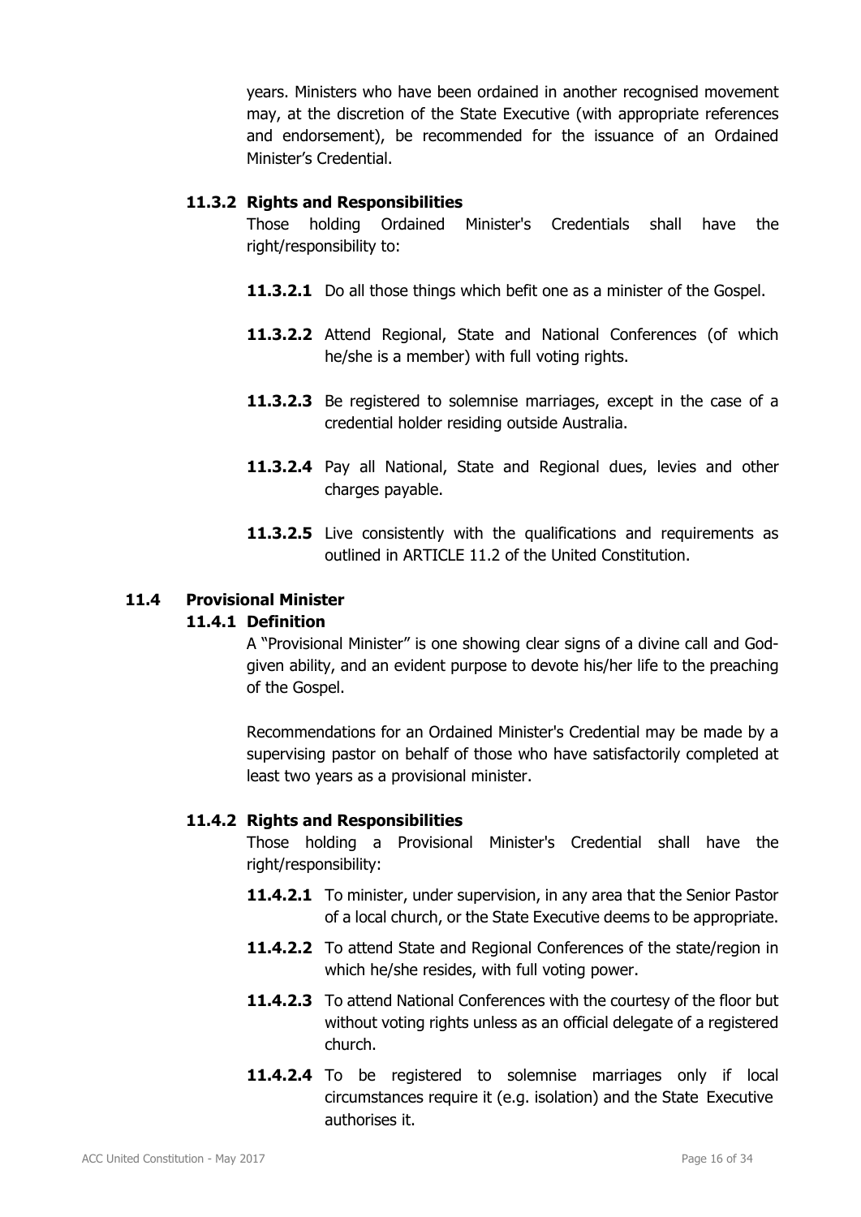years. Ministers who have been ordained in another recognised movement may, at the discretion of the State Executive (with appropriate references and endorsement), be recommended for the issuance of an Ordained Minister's Credential.

#### 11.3.2 Rights and Responsibilities

Those holding Ordained Minister's Credentials shall have the right/responsibility to:

**11.3.2.1** Do all those things which befit one as a minister of the Gospel.

**11.3.2.2** Attend Regional, State and National Conferences (of which he/she is a member) with full voting rights.

**11.3.2.3** Be registered to solemnise marriages, except in the case of a credential holder residing outside Australia.

**11.3.2.4** Pay all National, State and Regional dues, levies and other charges payable.

**11.3.2.5** Live consistently with the qualifications and requirements as outlined in ARTICLE 11.2 of the United Constitution.

### 11.4 Provisional Minister

#### 11.4.1 Definition

A "Provisional Minister" is one showing clear signs of a divine call and God-given ability, and an evident purpose to devote his/her life to the preaching of the Gospel.

Recommendations for an Ordained Minister's Credential may be made by a supervising pastor on behalf of those who have satisfactorily completed at least two years as a provisional minister.

#### 11.4.2 Rights and Responsibilities

Those holding a Provisional Minister's Credential shall have the right/responsibility:

**11.4.2.1** To minister, under supervision, in any area that the Senior Pastor of a local church, or the State Executive deems to be appropriate.

**11.4.2.2** To attend State and Regional Conferences of the state/region in which he/she resides, with full voting power.

**11.4.2.3** To attend National Conferences with the courtesy of the floor but without voting rights unless as an official delegate of a registered church.

**11.4.2.4** To be registered to solemnise marriages only if local circumstances require it (e.g. isolation) and the State Executive authorises it.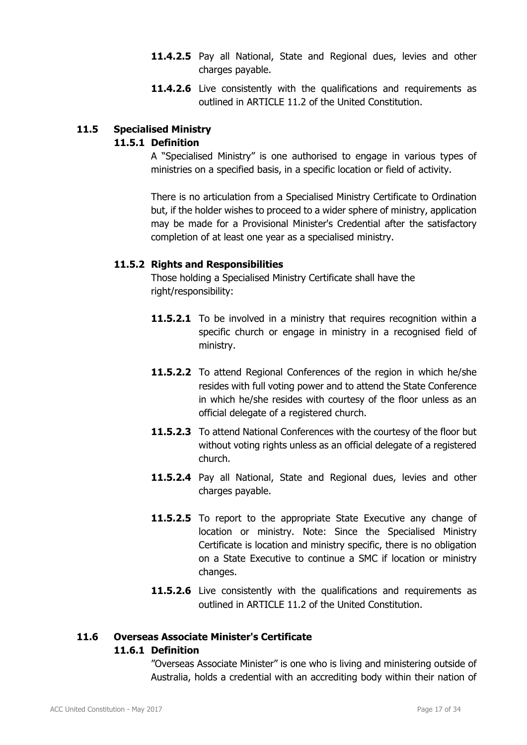**11.4.2.5** Pay all National, State and Regional dues, levies and other charges payable.

**11.4.2.6** Live consistently with the qualifications and requirements as outlined in ARTICLE 11.2 of the United Constitution.

## 11.5 Specialised Ministry

### 11.5.1 Definition

A "Specialised Ministry" is one authorised to engage in various types of ministries on a specified basis, in a specific location or field of activity.

There is no articulation from a Specialised Ministry Certificate to Ordination but, if the holder wishes to proceed to a wider sphere of ministry, application may be made for a Provisional Minister's Credential after the satisfactory completion of at least one year as a specialised ministry.

### 11.5.2 Rights and Responsibilities

Those holding a Specialised Ministry Certificate shall have the right/responsibility:

**11.5.2.1** To be involved in a ministry that requires recognition within a specific church or engage in ministry in a recognised field of ministry.

**11.5.2.2** To attend Regional Conferences of the region in which he/she resides with full voting power and to attend the State Conference in which he/she resides with courtesy of the floor unless as an official delegate of a registered church.

**11.5.2.3** To attend National Conferences with the courtesy of the floor but without voting rights unless as an official delegate of a registered church.

**11.5.2.4** Pay all National, State and Regional dues, levies and other charges payable.

**11.5.2.5** To report to the appropriate State Executive any change of location or ministry. Note: Since the Specialised Ministry Certificate is location and ministry specific, there is no obligation on a State Executive to continue a SMC if location or ministry changes.

**11.5.2.6** Live consistently with the qualifications and requirements as outlined in ARTICLE 11.2 of the United Constitution.

## 11.6 Overseas Associate Minister's Certificate

### 11.6.1 Definition

"Overseas Associate Minister" is one who is living and ministering outside of Australia, holds a credential with an accrediting body within their nation of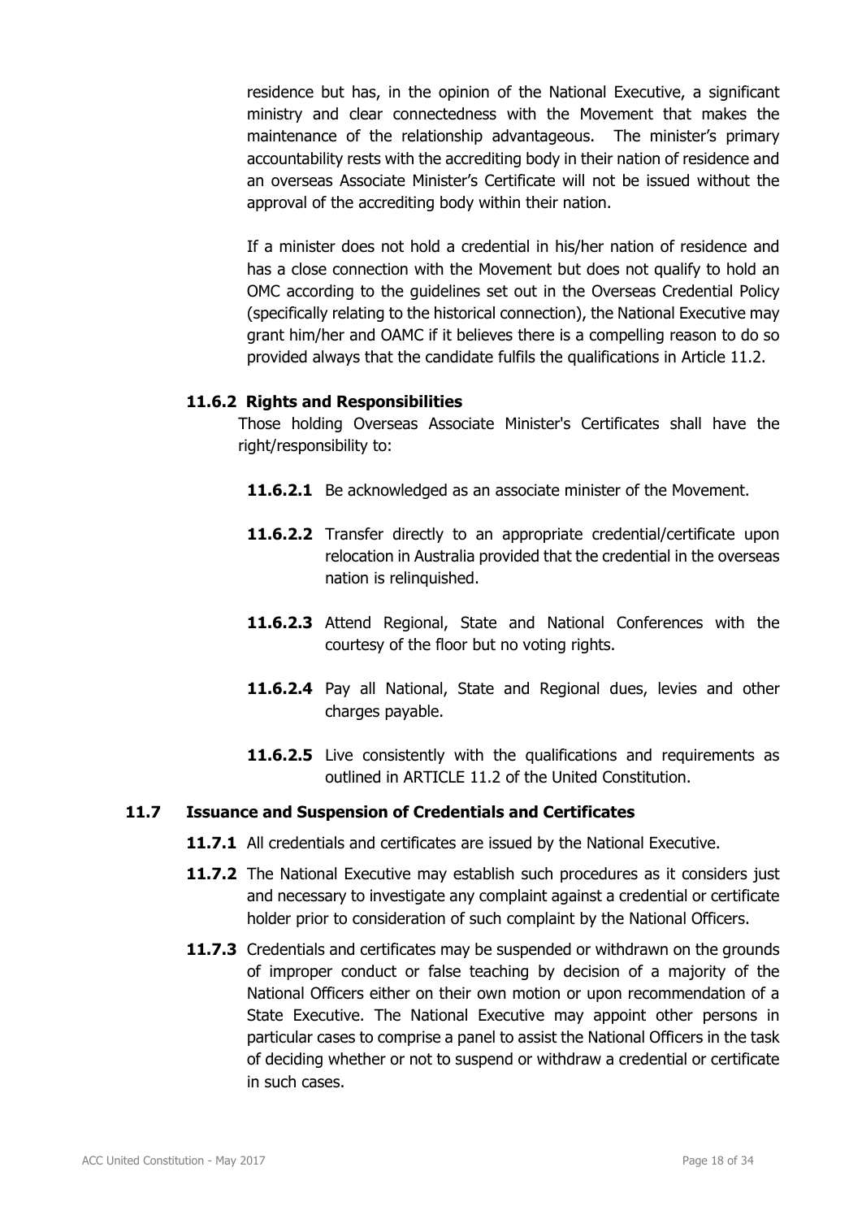residence but has, in the opinion of the National Executive, a significant ministry and clear connectedness with the Movement that makes the maintenance of the relationship advantageous. The minister's primary accountability rests with the accrediting body in their nation of residence and an overseas Associate Minister's Certificate will not be issued without the approval of the accrediting body within their nation.

If a minister does not hold a credential in his/her nation of residence and has a close connection with the Movement but does not qualify to hold an OMC according to the guidelines set out in the Overseas Credential Policy (specifically relating to the historical connection), the National Executive may grant him/her and OAMC if it believes there is a compelling reason to do so provided always that the candidate fulfils the qualifications in Article 11.2.

#### 11.6.2 Rights and Responsibilities

Those holding Overseas Associate Minister's Certificates shall have the right/responsibility to:

**11.6.2.1** Be acknowledged as an associate minister of the Movement.

**11.6.2.2** Transfer directly to an appropriate credential/certificate upon relocation in Australia provided that the credential in the overseas nation is relinquished.

**11.6.2.3** Attend Regional, State and National Conferences with the courtesy of the floor but no voting rights.

**11.6.2.4** Pay all National, State and Regional dues, levies and other charges payable.

**11.6.2.5** Live consistently with the qualifications and requirements as outlined in ARTICLE 11.2 of the United Constitution.

### 11.7 Issuance and Suspension of Credentials and Certificates

**11.7.1** All credentials and certificates are issued by the National Executive.

**11.7.2** The National Executive may establish such procedures as it considers just and necessary to investigate any complaint against a credential or certificate holder prior to consideration of such complaint by the National Officers.

**11.7.3** Credentials and certificates may be suspended or withdrawn on the grounds of improper conduct or false teaching by decision of a majority of the National Officers either on their own motion or upon recommendation of a State Executive. The National Executive may appoint other persons in particular cases to comprise a panel to assist the National Officers in the task of deciding whether or not to suspend or withdraw a credential or certificate in such cases.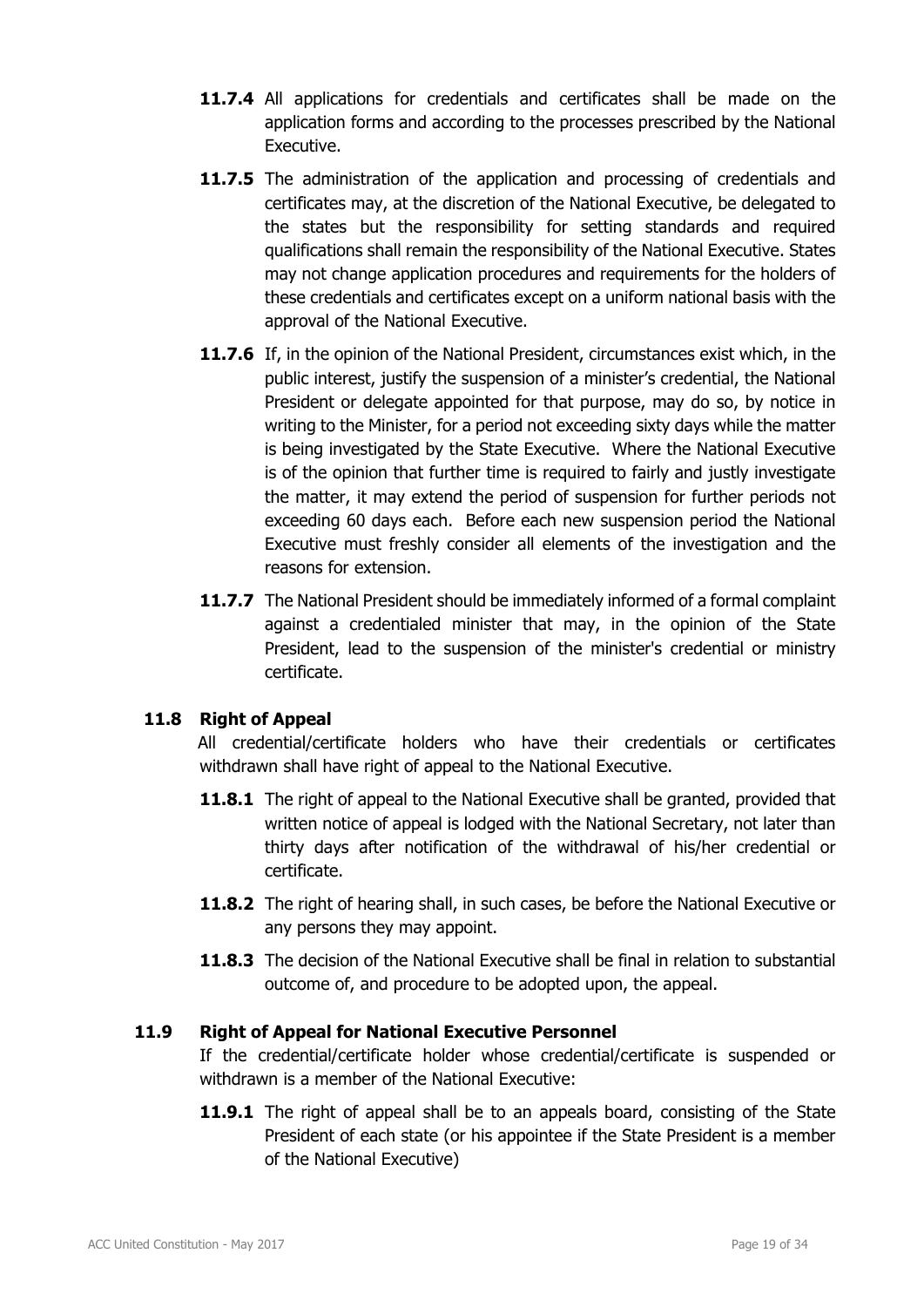**11.7.4** All applications for credentials and certificates shall be made on the application forms and according to the processes prescribed by the National Executive.

**11.7.5** The administration of the application and processing of credentials and certificates may, at the discretion of the National Executive, be delegated to the states but the responsibility for setting standards and required qualifications shall remain the responsibility of the National Executive. States may not change application procedures and requirements for the holders of these credentials and certificates except on a uniform national basis with the approval of the National Executive.

**11.7.6** If, in the opinion of the National President, circumstances exist which, in the public interest, justify the suspension of a minister's credential, the National President or delegate appointed for that purpose, may do so, by notice in writing to the Minister, for a period not exceeding sixty days while the matter is being investigated by the State Executive. Where the National Executive is of the opinion that further time is required to fairly and justly investigate the matter, it may extend the period of suspension for further periods not exceeding 60 days each. Before each new suspension period the National Executive must freshly consider all elements of the investigation and the reasons for extension.

**11.7.7** The National President should be immediately informed of a formal complaint against a credentialed minister that may, in the opinion of the State President, lead to the suspension of the minister's credential or ministry certificate.

### 11.8 Right of Appeal

All credential/certificate holders who have their credentials or certificates withdrawn shall have right of appeal to the National Executive.

**11.8.1** The right of appeal to the National Executive shall be granted, provided that written notice of appeal is lodged with the National Secretary, not later than thirty days after notification of the withdrawal of his/her credential or certificate.

**11.8.2** The right of hearing shall, in such cases, be before the National Executive or any persons they may appoint.

**11.8.3** The decision of the National Executive shall be final in relation to substantial outcome of, and procedure to be adopted upon, the appeal.

### 11.9 Right of Appeal for National Executive Personnel

If the credential/certificate holder whose credential/certificate is suspended or withdrawn is a member of the National Executive:

**11.9.1** The right of appeal shall be to an appeals board, consisting of the State President of each state (or his appointee if the State President is a member of the National Executive)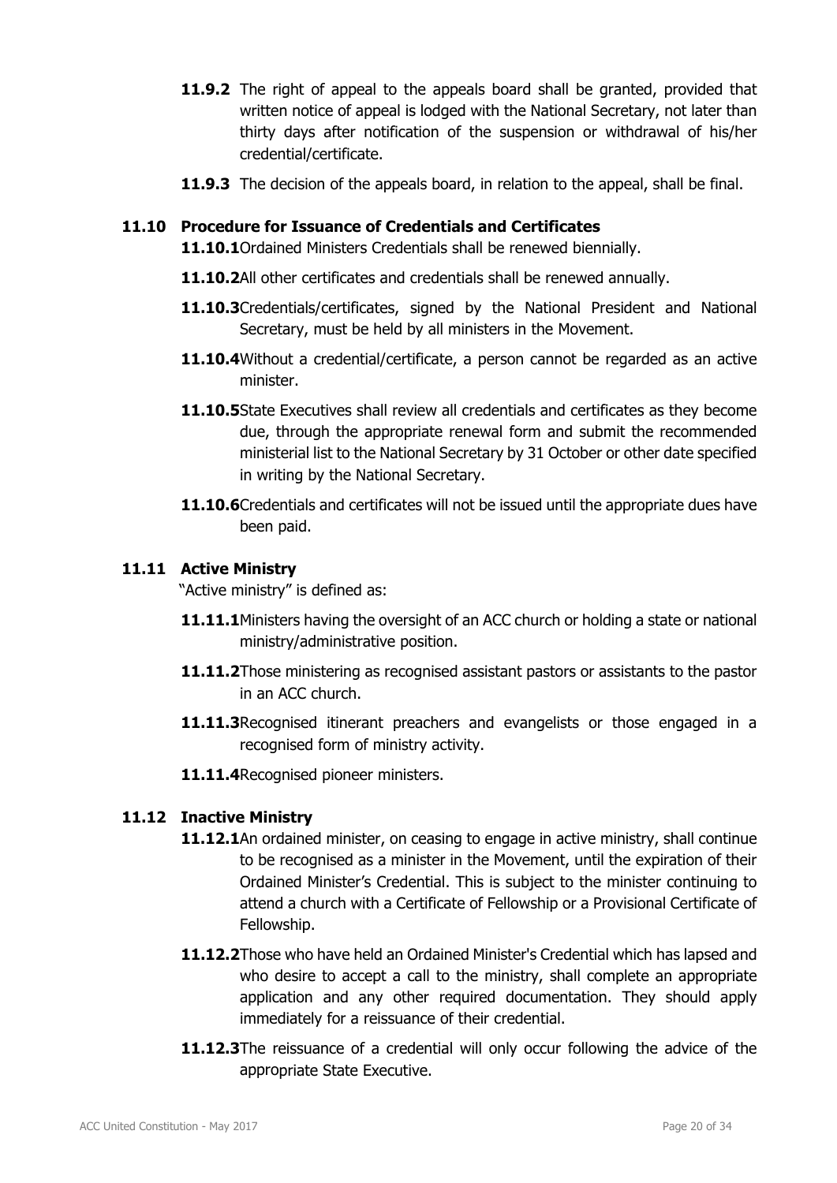**11.9.2** The right of appeal to the appeals board shall be granted, provided that written notice of appeal is lodged with the National Secretary, not later than thirty days after notification of the suspension or withdrawal of his/her credential/certificate.

**11.9.3** The decision of the appeals board, in relation to the appeal, shall be final.

### 11.10 Procedure for Issuance of Credentials and Certificates

**11.10.1** Ordained Ministers Credentials shall be renewed biennially.

**11.10.2** All other certificates and credentials shall be renewed annually.

**11.10.3** Credentials/certificates, signed by the National President and National Secretary, must be held by all ministers in the Movement.

**11.10.4** Without a credential/certificate, a person cannot be regarded as an active minister.

**11.10.5** State Executives shall review all credentials and certificates as they become due, through the appropriate renewal form and submit the recommended ministerial list to the National Secretary by 31 October or other date specified in writing by the National Secretary.

**11.10.6** Credentials and certificates will not be issued until the appropriate dues have been paid.

### 11.11 Active Ministry

"Active ministry" is defined as:

**11.11.1** Ministers having the oversight of an ACC church or holding a state or national ministry/administrative position.

**11.11.2** Those ministering as recognised assistant pastors or assistants to the pastor in an ACC church.

**11.11.3** Recognised itinerant preachers and evangelists or those engaged in a recognised form of ministry activity.

**11.11.4** Recognised pioneer ministers.

### 11.12 Inactive Ministry

**11.12.1** An ordained minister, on ceasing to engage in active ministry, shall continue to be recognised as a minister in the Movement, until the expiration of their Ordained Minister's Credential. This is subject to the minister continuing to attend a church with a Certificate of Fellowship or a Provisional Certificate of Fellowship.

**11.12.2** Those who have held an Ordained Minister's Credential which has lapsed and who desire to accept a call to the ministry, shall complete an appropriate application and any other required documentation. They should apply immediately for a reissuance of their credential.

**11.12.3** The reissuance of a credential will only occur following the advice of the appropriate State Executive.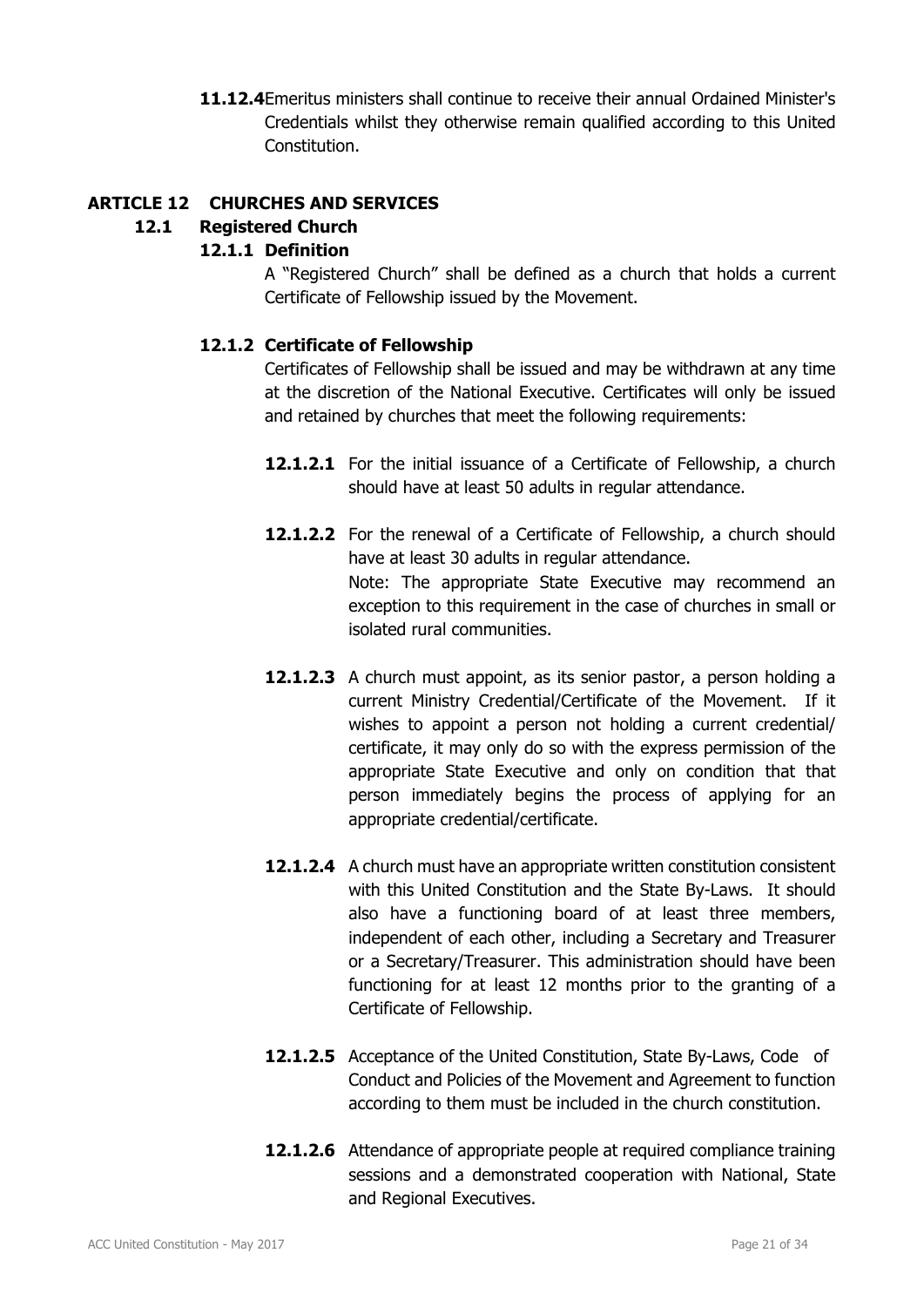**11.12.4** Emeritus ministers shall continue to receive their annual Ordained Minister's Credentials whilst they otherwise remain qualified according to this United Constitution.

# ARTICLE 12 CHURCHES AND SERVICES

## 12.1 Registered Church

### 12.1.1 Definition

A "Registered Church" shall be defined as a church that holds a current Certificate of Fellowship issued by the Movement.

### 12.1.2 Certificate of Fellowship

Certificates of Fellowship shall be issued and may be withdrawn at any time at the discretion of the National Executive. Certificates will only be issued and retained by churches that meet the following requirements:

**12.1.2.1** For the initial issuance of a Certificate of Fellowship, a church should have at least 50 adults in regular attendance.

**12.1.2.2** For the renewal of a Certificate of Fellowship, a church should have at least 30 adults in regular attendance.
Note: The appropriate State Executive may recommend an exception to this requirement in the case of churches in small or isolated rural communities.

**12.1.2.3** A church must appoint, as its senior pastor, a person holding a current Ministry Credential/Certificate of the Movement. If it wishes to appoint a person not holding a current credential/ certificate, it may only do so with the express permission of the appropriate State Executive and only on condition that that person immediately begins the process of applying for an appropriate credential/certificate.

**12.1.2.4** A church must have an appropriate written constitution consistent with this United Constitution and the State By-Laws. It should also have a functioning board of at least three members, independent of each other, including a Secretary and Treasurer or a Secretary/Treasurer. This administration should have been functioning for at least 12 months prior to the granting of a Certificate of Fellowship.

**12.1.2.5** Acceptance of the United Constitution, State By-Laws, Code of Conduct and Policies of the Movement and Agreement to function according to them must be included in the church constitution.

**12.1.2.6** Attendance of appropriate people at required compliance training sessions and a demonstrated cooperation with National, State and Regional Executives.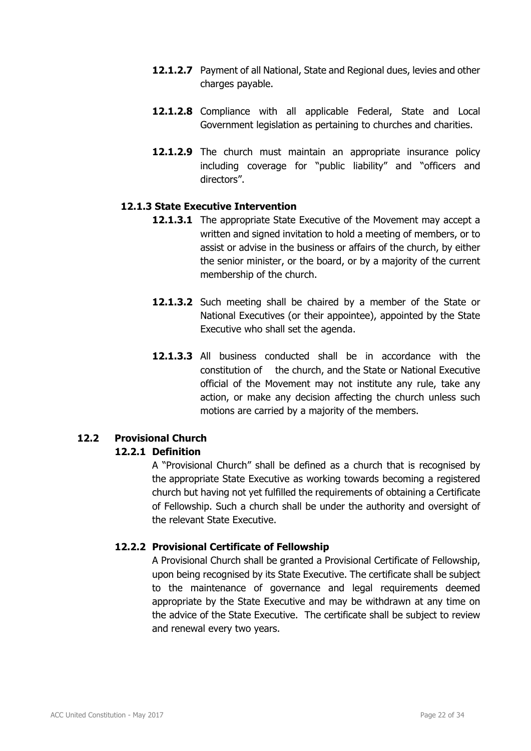**12.1.2.7** Payment of all National, State and Regional dues, levies and other charges payable.

**12.1.2.8** Compliance with all applicable Federal, State and Local Government legislation as pertaining to churches and charities.

**12.1.2.9** The church must maintain an appropriate insurance policy including coverage for "public liability" and "officers and directors".

#### 12.1.3 State Executive Intervention

**12.1.3.1** The appropriate State Executive of the Movement may accept a written and signed invitation to hold a meeting of members, or to assist or advise in the business or affairs of the church, by either the senior minister, or the board, or by a majority of the current membership of the church.

**12.1.3.2** Such meeting shall be chaired by a member of the State or National Executives (or their appointee), appointed by the State Executive who shall set the agenda.

**12.1.3.3** All business conducted shall be in accordance with the constitution of the church, and the State or National Executive official of the Movement may not institute any rule, take any action, or make any decision affecting the church unless such motions are carried by a majority of the members.

### 12.2 Provisional Church

#### 12.2.1 Definition

A "Provisional Church" shall be defined as a church that is recognised by the appropriate State Executive as working towards becoming a registered church but having not yet fulfilled the requirements of obtaining a Certificate of Fellowship. Such a church shall be under the authority and oversight of the relevant State Executive.

#### 12.2.2 Provisional Certificate of Fellowship

A Provisional Church shall be granted a Provisional Certificate of Fellowship, upon being recognised by its State Executive. The certificate shall be subject to the maintenance of governance and legal requirements deemed appropriate by the State Executive and may be withdrawn at any time on the advice of the State Executive. The certificate shall be subject to review and renewal every two years.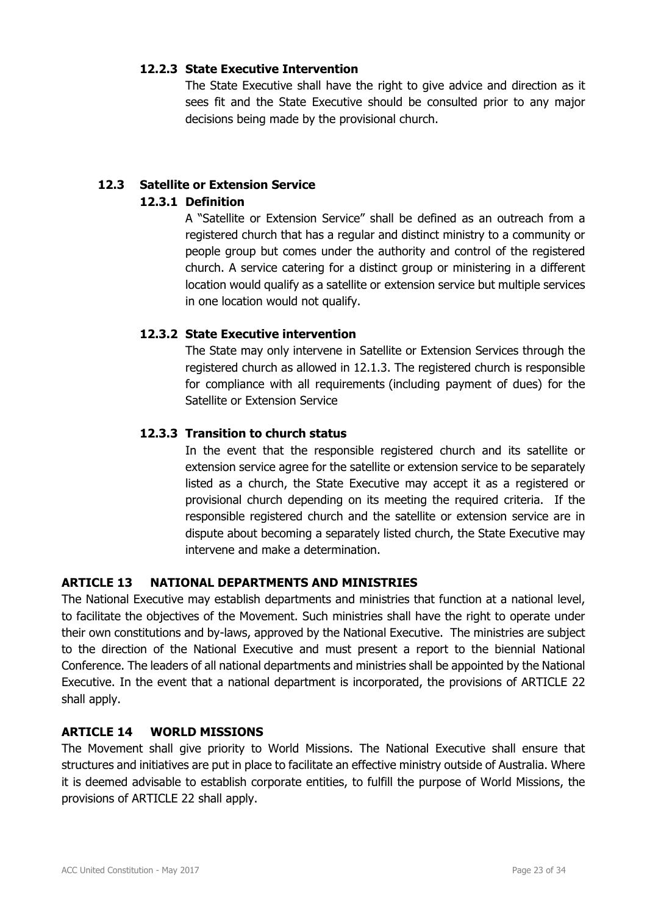#### 12.2.3 State Executive Intervention

The State Executive shall have the right to give advice and direction as it sees fit and the State Executive should be consulted prior to any major decisions being made by the provisional church.

### 12.3 Satellite or Extension Service

#### 12.3.1 Definition

A "Satellite or Extension Service" shall be defined as an outreach from a registered church that has a regular and distinct ministry to a community or people group but comes under the authority and control of the registered church. A service catering for a distinct group or ministering in a different location would qualify as a satellite or extension service but multiple services in one location would not qualify.

#### 12.3.2 State Executive intervention

The State may only intervene in Satellite or Extension Services through the registered church as allowed in 12.1.3. The registered church is responsible for compliance with all requirements (including payment of dues) for the Satellite or Extension Service

#### 12.3.3 Transition to church status

In the event that the responsible registered church and its satellite or extension service agree for the satellite or extension service to be separately listed as a church, the State Executive may accept it as a registered or provisional church depending on its meeting the required criteria. If the responsible registered church and the satellite or extension service are in dispute about becoming a separately listed church, the State Executive may intervene and make a determination.

## ARTICLE 13 NATIONAL DEPARTMENTS AND MINISTRIES

The National Executive may establish departments and ministries that function at a national level, to facilitate the objectives of the Movement. Such ministries shall have the right to operate under their own constitutions and by-laws, approved by the National Executive. The ministries are subject to the direction of the National Executive and must present a report to the biennial National Conference. The leaders of all national departments and ministries shall be appointed by the National Executive. In the event that a national department is incorporated, the provisions of ARTICLE 22 shall apply.

## ARTICLE 14 WORLD MISSIONS

The Movement shall give priority to World Missions. The National Executive shall ensure that structures and initiatives are put in place to facilitate an effective ministry outside of Australia. Where it is deemed advisable to establish corporate entities, to fulfill the purpose of World Missions, the provisions of ARTICLE 22 shall apply.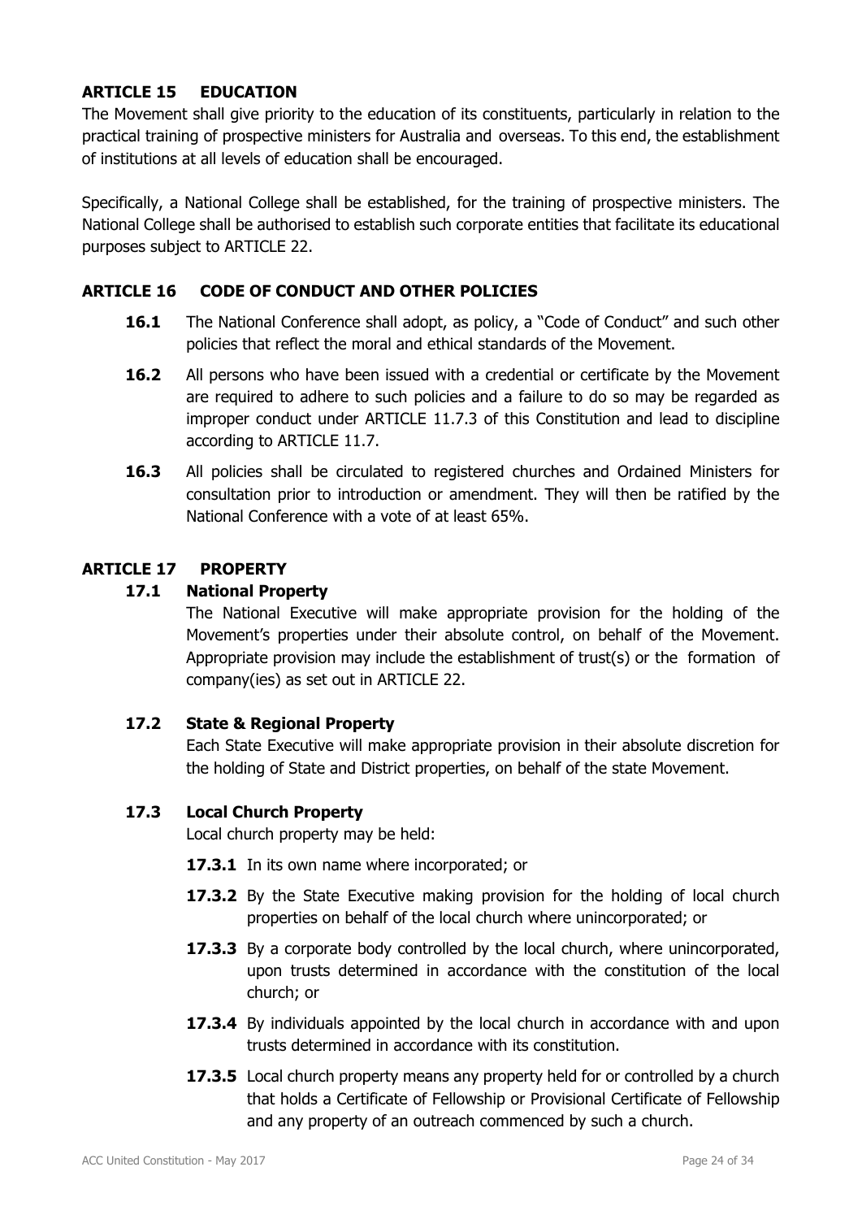## ARTICLE 15 EDUCATION

The Movement shall give priority to the education of its constituents, particularly in relation to the practical training of prospective ministers for Australia and overseas. To this end, the establishment of institutions at all levels of education shall be encouraged.

Specifically, a National College shall be established, for the training of prospective ministers. The National College shall be authorised to establish such corporate entities that facilitate its educational purposes subject to ARTICLE 22.

## ARTICLE 16 CODE OF CONDUCT AND OTHER POLICIES

**16.1** The National Conference shall adopt, as policy, a "Code of Conduct" and such other policies that reflect the moral and ethical standards of the Movement.

**16.2** All persons who have been issued with a credential or certificate by the Movement are required to adhere to such policies and a failure to do so may be regarded as improper conduct under ARTICLE 11.7.3 of this Constitution and lead to discipline according to ARTICLE 11.7.

**16.3** All policies shall be circulated to registered churches and Ordained Ministers for consultation prior to introduction or amendment. They will then be ratified by the National Conference with a vote of at least 65%.

## ARTICLE 17 PROPERTY

### 17.1 National Property

The National Executive will make appropriate provision for the holding of the Movement's properties under their absolute control, on behalf of the Movement. Appropriate provision may include the establishment of trust(s) or the formation of company(ies) as set out in ARTICLE 22.

### 17.2 State & Regional Property

Each State Executive will make appropriate provision in their absolute discretion for the holding of State and District properties, on behalf of the state Movement.

### 17.3 Local Church Property

Local church property may be held:

**17.3.1** In its own name where incorporated; or

**17.3.2** By the State Executive making provision for the holding of local church properties on behalf of the local church where unincorporated; or

**17.3.3** By a corporate body controlled by the local church, where unincorporated, upon trusts determined in accordance with the constitution of the local church; or

**17.3.4** By individuals appointed by the local church in accordance with and upon trusts determined in accordance with its constitution.

**17.3.5** Local church property means any property held for or controlled by a church that holds a Certificate of Fellowship or Provisional Certificate of Fellowship and any property of an outreach commenced by such a church.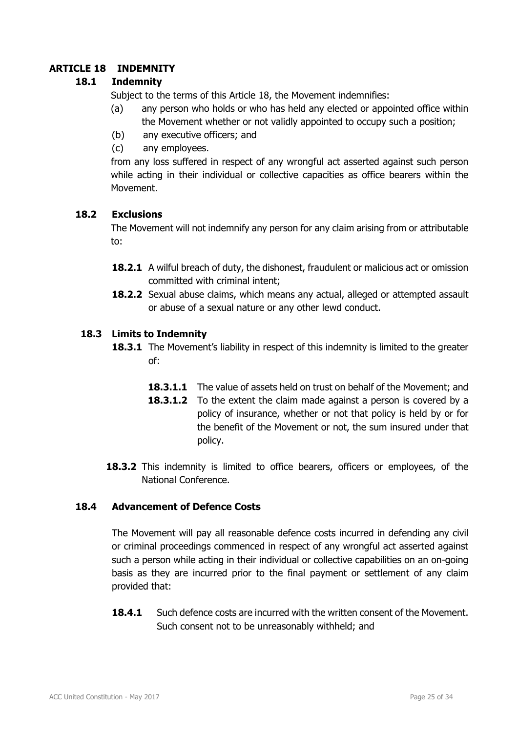## ARTICLE 18 INDEMNITY

### 18.1 Indemnity

Subject to the terms of this Article 18, the Movement indemnifies:

(a) any person who holds or who has held any elected or appointed office within the Movement whether or not validly appointed to occupy such a position;

(b) any executive officers; and

(c) any employees.

from any loss suffered in respect of any wrongful act asserted against such person while acting in their individual or collective capacities as office bearers within the Movement.

### 18.2 Exclusions

The Movement will not indemnify any person for any claim arising from or attributable to:

**18.2.1** A wilful breach of duty, the dishonest, fraudulent or malicious act or omission committed with criminal intent;

**18.2.2** Sexual abuse claims, which means any actual, alleged or attempted assault or abuse of a sexual nature or any other lewd conduct.

### 18.3 Limits to Indemnity

**18.3.1** The Movement's liability in respect of this indemnity is limited to the greater of:

**18.3.1.1** The value of assets held on trust on behalf of the Movement; and

**18.3.1.2** To the extent the claim made against a person is covered by a policy of insurance, whether or not that policy is held by or for the benefit of the Movement or not, the sum insured under that policy.

**18.3.2** This indemnity is limited to office bearers, officers or employees, of the National Conference.

### 18.4 Advancement of Defence Costs

The Movement will pay all reasonable defence costs incurred in defending any civil or criminal proceedings commenced in respect of any wrongful act asserted against such a person while acting in their individual or collective capabilities on an on-going basis as they are incurred prior to the final payment or settlement of any claim provided that:

**18.4.1** Such defence costs are incurred with the written consent of the Movement. Such consent not to be unreasonably withheld; and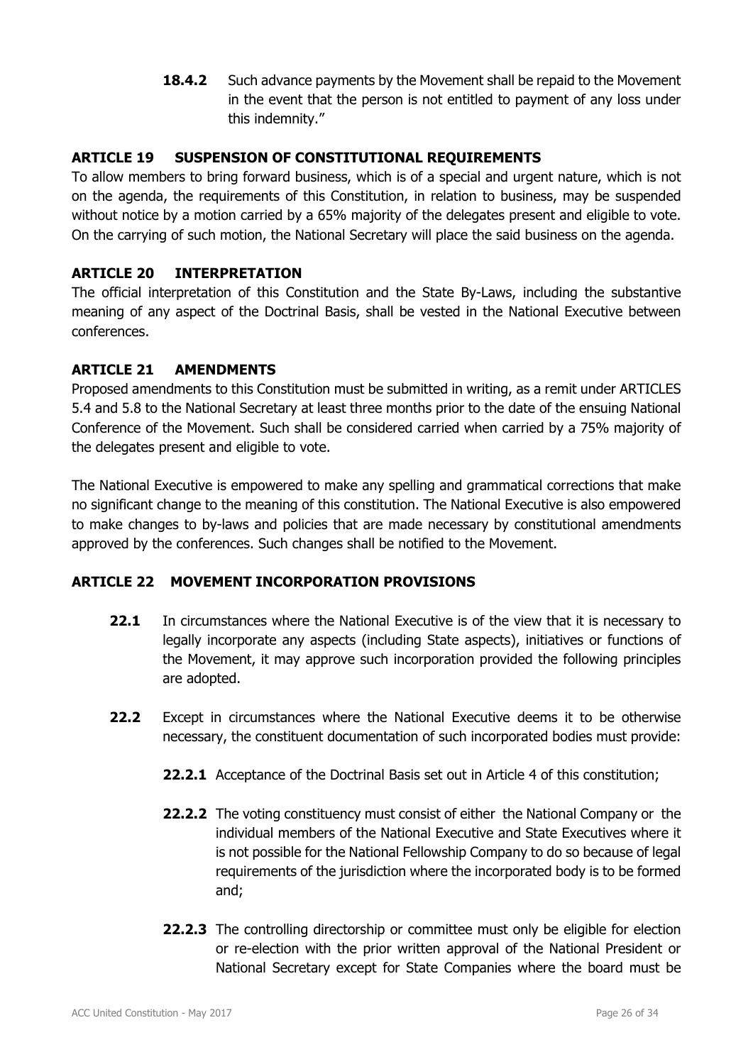**18.4.2** Such advance payments by the Movement shall be repaid to the Movement in the event that the person is not entitled to payment of any loss under this indemnity."

## ARTICLE 19 SUSPENSION OF CONSTITUTIONAL REQUIREMENTS

To allow members to bring forward business, which is of a special and urgent nature, which is not on the agenda, the requirements of this Constitution, in relation to business, may be suspended without notice by a motion carried by a 65% majority of the delegates present and eligible to vote. On the carrying of such motion, the National Secretary will place the said business on the agenda.

## ARTICLE 20 INTERPRETATION

The official interpretation of this Constitution and the State By-Laws, including the substantive meaning of any aspect of the Doctrinal Basis, shall be vested in the National Executive between conferences.

## ARTICLE 21 AMENDMENTS

Proposed amendments to this Constitution must be submitted in writing, as a remit under ARTICLES 5.4 and 5.8 to the National Secretary at least three months prior to the date of the ensuing National Conference of the Movement. Such shall be considered carried when carried by a 75% majority of the delegates present and eligible to vote.

The National Executive is empowered to make any spelling and grammatical corrections that make no significant change to the meaning of this constitution. The National Executive is also empowered to make changes to by-laws and policies that are made necessary by constitutional amendments approved by the conferences. Such changes shall be notified to the Movement.

## ARTICLE 22 MOVEMENT INCORPORATION PROVISIONS

**22.1** In circumstances where the National Executive is of the view that it is necessary to legally incorporate any aspects (including State aspects), initiatives or functions of the Movement, it may approve such incorporation provided the following principles are adopted.

**22.2** Except in circumstances where the National Executive deems it to be otherwise necessary, the constituent documentation of such incorporated bodies must provide:

**22.2.1** Acceptance of the Doctrinal Basis set out in Article 4 of this constitution;

**22.2.2** The voting constituency must consist of either the National Company or the individual members of the National Executive and State Executives where it is not possible for the National Fellowship Company to do so because of legal requirements of the jurisdiction where the incorporated body is to be formed and;

**22.2.3** The controlling directorship or committee must only be eligible for election or re-election with the prior written approval of the National President or National Secretary except for State Companies where the board must be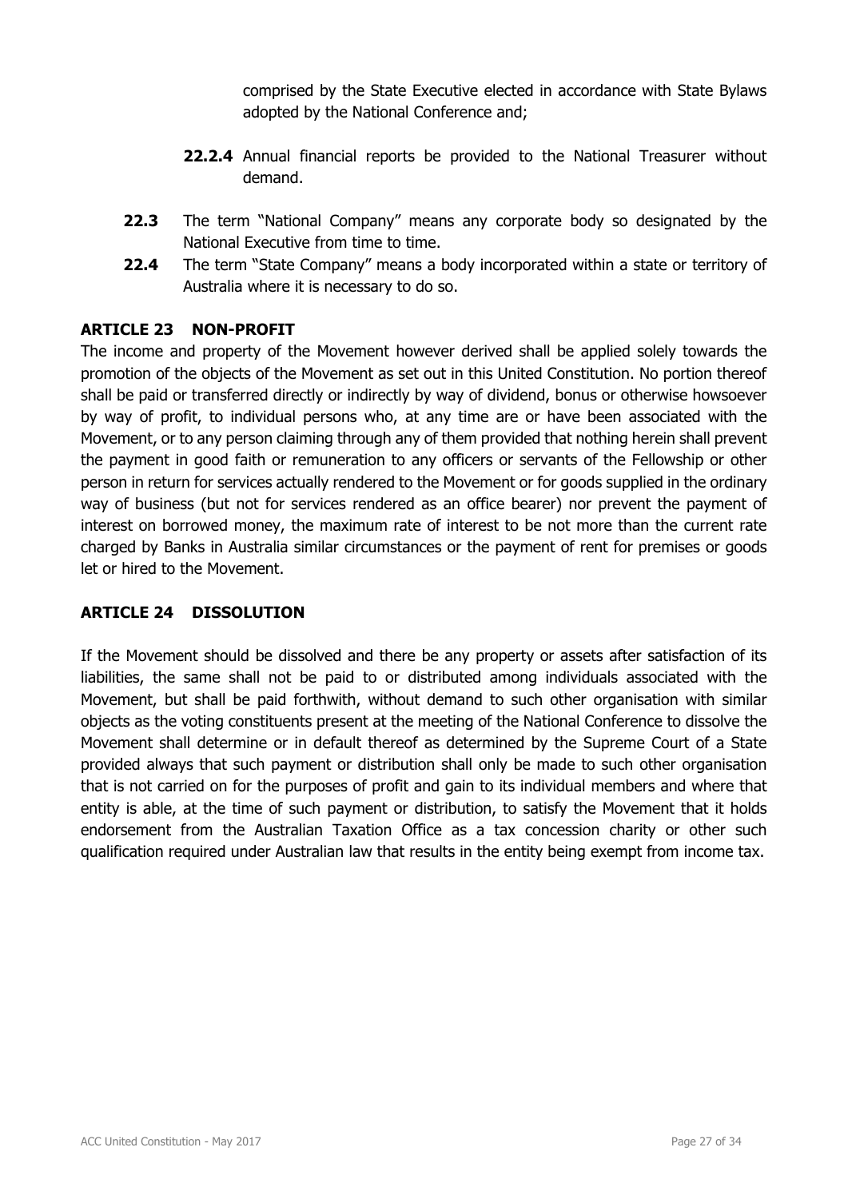comprised by the State Executive elected in accordance with State Bylaws adopted by the National Conference and;

**22.2.4** Annual financial reports be provided to the National Treasurer without demand.

**22.3** The term "National Company" means any corporate body so designated by the National Executive from time to time.

**22.4** The term "State Company" means a body incorporated within a state or territory of Australia where it is necessary to do so.

## ARTICLE 23 NON-PROFIT

The income and property of the Movement however derived shall be applied solely towards the promotion of the objects of the Movement as set out in this United Constitution. No portion thereof shall be paid or transferred directly or indirectly by way of dividend, bonus or otherwise howsoever by way of profit, to individual persons who, at any time are or have been associated with the Movement, or to any person claiming through any of them provided that nothing herein shall prevent the payment in good faith or remuneration to any officers or servants of the Fellowship or other person in return for services actually rendered to the Movement or for goods supplied in the ordinary way of business (but not for services rendered as an office bearer) nor prevent the payment of interest on borrowed money, the maximum rate of interest to be not more than the current rate charged by Banks in Australia similar circumstances or the payment of rent for premises or goods let or hired to the Movement.

## ARTICLE 24 DISSOLUTION

If the Movement should be dissolved and there be any property or assets after satisfaction of its liabilities, the same shall not be paid to or distributed among individuals associated with the Movement, but shall be paid forthwith, without demand to such other organisation with similar objects as the voting constituents present at the meeting of the National Conference to dissolve the Movement shall determine or in default thereof as determined by the Supreme Court of a State provided always that such payment or distribution shall only be made to such other organisation that is not carried on for the purposes of profit and gain to its individual members and where that entity is able, at the time of such payment or distribution, to satisfy the Movement that it holds endorsement from the Australian Taxation Office as a tax concession charity or other such qualification required under Australian law that results in the entity being exempt from income tax.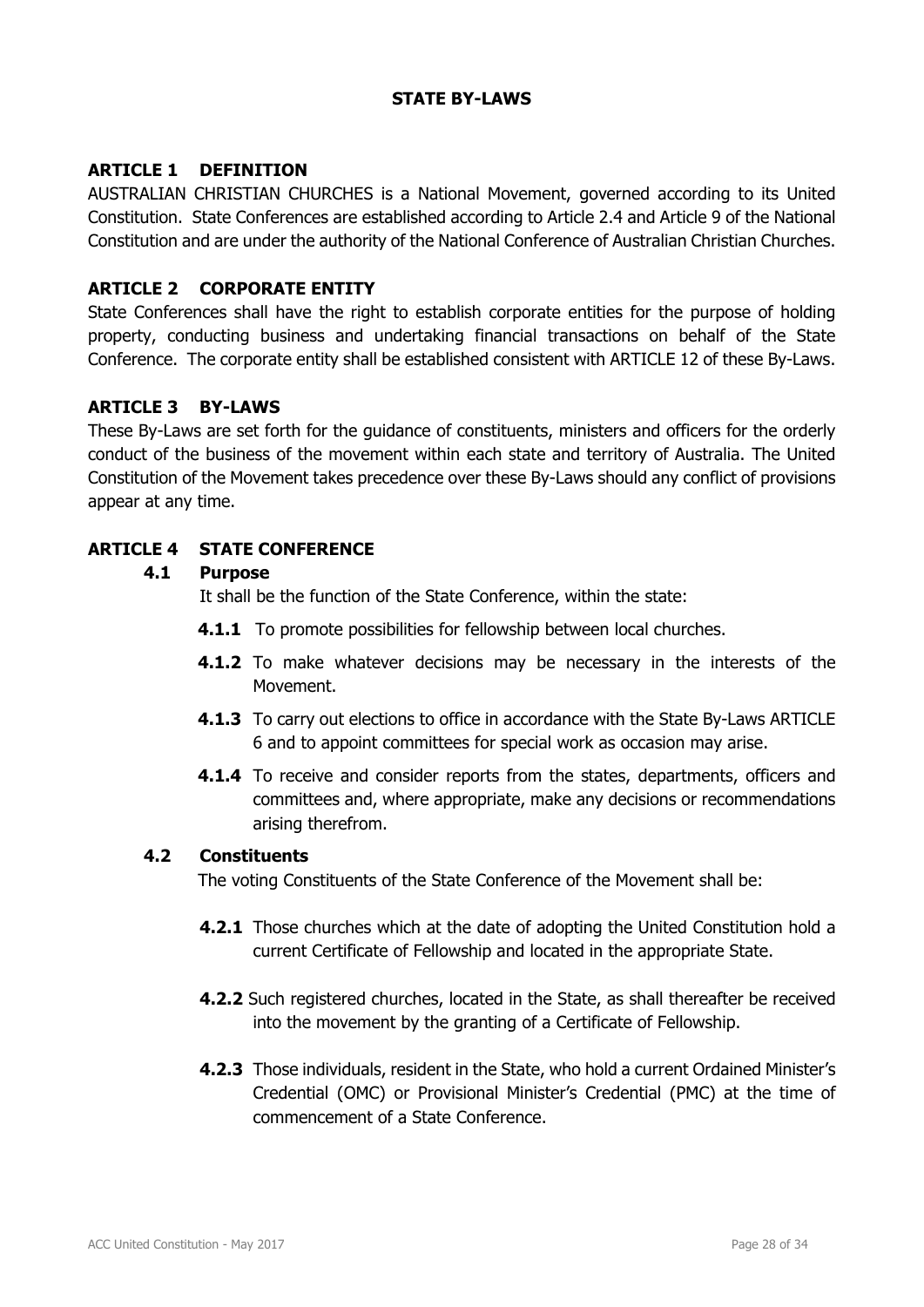# STATE BY-LAWS

## ARTICLE 1 DEFINITION

AUSTRALIAN CHRISTIAN CHURCHES is a National Movement, governed according to its United Constitution. State Conferences are established according to Article 2.4 and Article 9 of the National Constitution and are under the authority of the National Conference of Australian Christian Churches.

## ARTICLE 2 CORPORATE ENTITY

State Conferences shall have the right to establish corporate entities for the purpose of holding property, conducting business and undertaking financial transactions on behalf of the State Conference. The corporate entity shall be established consistent with ARTICLE 12 of these By-Laws.

## ARTICLE 3 BY-LAWS

These By-Laws are set forth for the guidance of constituents, ministers and officers for the orderly conduct of the business of the movement within each state and territory of Australia. The United Constitution of the Movement takes precedence over these By-Laws should any conflict of provisions appear at any time.

## ARTICLE 4 STATE CONFERENCE

### 4.1 Purpose

It shall be the function of the State Conference, within the state:

**4.1.1** To promote possibilities for fellowship between local churches.

**4.1.2** To make whatever decisions may be necessary in the interests of the Movement.

**4.1.3** To carry out elections to office in accordance with the State By-Laws ARTICLE 6 and to appoint committees for special work as occasion may arise.

**4.1.4** To receive and consider reports from the states, departments, officers and committees and, where appropriate, make any decisions or recommendations arising therefrom.

### 4.2 Constituents

The voting Constituents of the State Conference of the Movement shall be:

**4.2.1** Those churches which at the date of adopting the United Constitution hold a current Certificate of Fellowship and located in the appropriate State.

**4.2.2** Such registered churches, located in the State, as shall thereafter be received into the movement by the granting of a Certificate of Fellowship.

**4.2.3** Those individuals, resident in the State, who hold a current Ordained Minister's Credential (OMC) or Provisional Minister's Credential (PMC) at the time of commencement of a State Conference.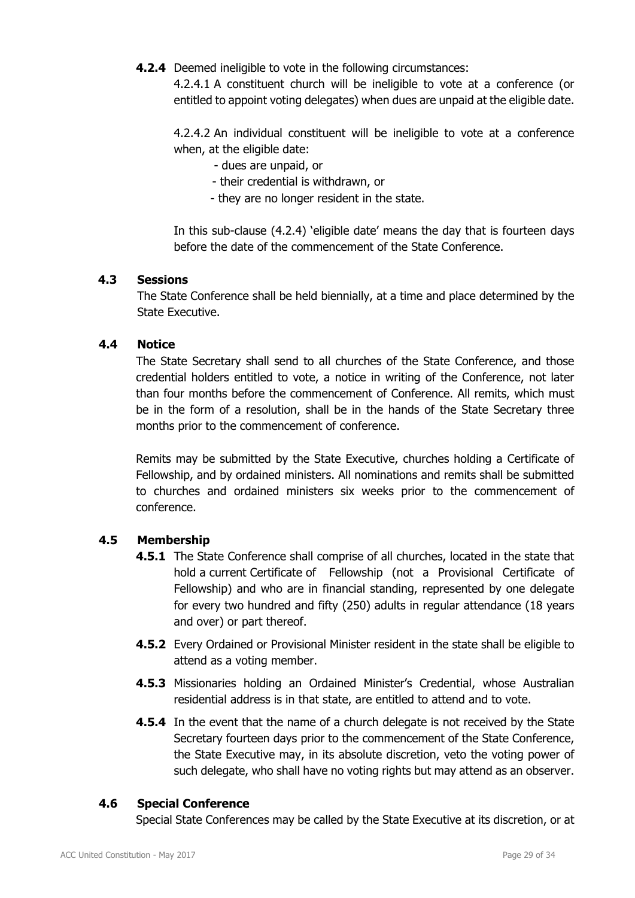**4.2.4** Deemed ineligible to vote in the following circumstances:

4.2.4.1 A constituent church will be ineligible to vote at a conference (or entitled to appoint voting delegates) when dues are unpaid at the eligible date.

4.2.4.2 An individual constituent will be ineligible to vote at a conference when, at the eligible date:

- dues are unpaid, or
- their credential is withdrawn, or
- they are no longer resident in the state.

In this sub-clause (4.2.4) 'eligible date' means the day that is fourteen days before the date of the commencement of the State Conference.

### 4.3 Sessions

The State Conference shall be held biennially, at a time and place determined by the State Executive.

### 4.4 Notice

The State Secretary shall send to all churches of the State Conference, and those credential holders entitled to vote, a notice in writing of the Conference, not later than four months before the commencement of Conference. All remits, which must be in the form of a resolution, shall be in the hands of the State Secretary three months prior to the commencement of conference.

Remits may be submitted by the State Executive, churches holding a Certificate of Fellowship, and by ordained ministers. All nominations and remits shall be submitted to churches and ordained ministers six weeks prior to the commencement of conference.

### 4.5 Membership

**4.5.1** The State Conference shall comprise of all churches, located in the state that hold a current Certificate of Fellowship (not a Provisional Certificate of Fellowship) and who are in financial standing, represented by one delegate for every two hundred and fifty (250) adults in regular attendance (18 years and over) or part thereof.

**4.5.2** Every Ordained or Provisional Minister resident in the state shall be eligible to attend as a voting member.

**4.5.3** Missionaries holding an Ordained Minister's Credential, whose Australian residential address is in that state, are entitled to attend and to vote.

**4.5.4** In the event that the name of a church delegate is not received by the State Secretary fourteen days prior to the commencement of the State Conference, the State Executive may, in its absolute discretion, veto the voting power of such delegate, who shall have no voting rights but may attend as an observer.

### 4.6 Special Conference

Special State Conferences may be called by the State Executive at its discretion, or at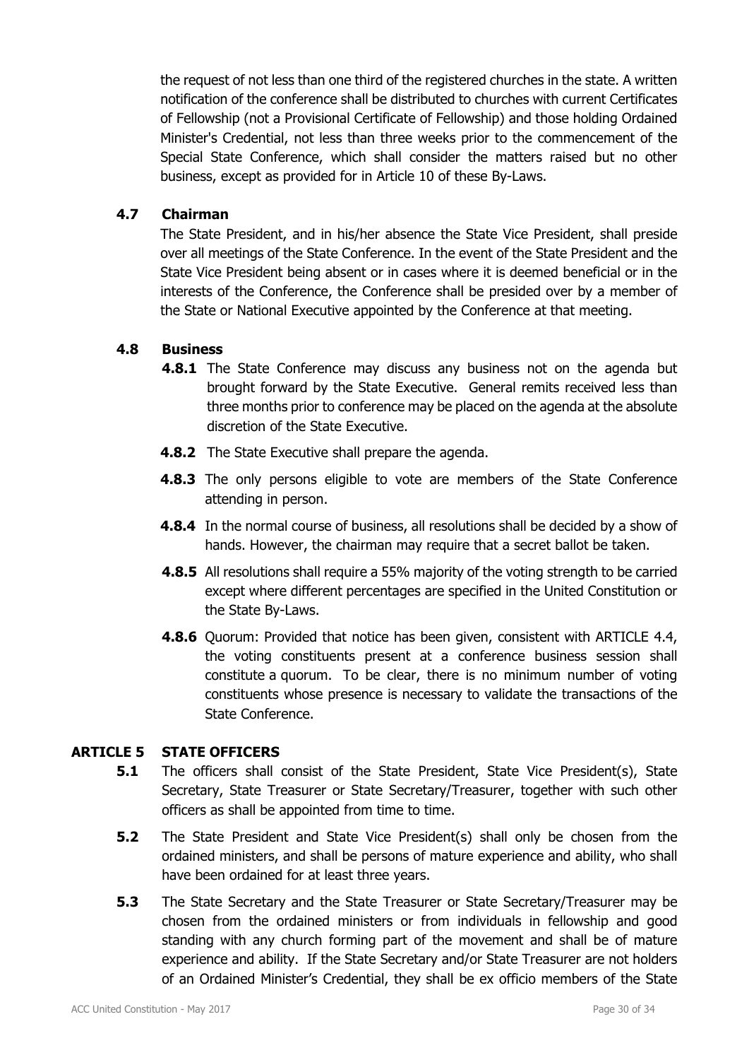the request of not less than one third of the registered churches in the state. A written notification of the conference shall be distributed to churches with current Certificates of Fellowship (not a Provisional Certificate of Fellowship) and those holding Ordained Minister's Credential, not less than three weeks prior to the commencement of the Special State Conference, which shall consider the matters raised but no other business, except as provided for in Article 10 of these By-Laws.

### 4.7 Chairman

The State President, and in his/her absence the State Vice President, shall preside over all meetings of the State Conference. In the event of the State President and the State Vice President being absent or in cases where it is deemed beneficial or in the interests of the Conference, the Conference shall be presided over by a member of the State or National Executive appointed by the Conference at that meeting.

### 4.8 Business

**4.8.1** The State Conference may discuss any business not on the agenda but brought forward by the State Executive. General remits received less than three months prior to conference may be placed on the agenda at the absolute discretion of the State Executive.

**4.8.2** The State Executive shall prepare the agenda.

**4.8.3** The only persons eligible to vote are members of the State Conference attending in person.

**4.8.4** In the normal course of business, all resolutions shall be decided by a show of hands. However, the chairman may require that a secret ballot be taken.

**4.8.5** All resolutions shall require a 55% majority of the voting strength to be carried except where different percentages are specified in the United Constitution or the State By-Laws.

**4.8.6** Quorum: Provided that notice has been given, consistent with ARTICLE 4.4, the voting constituents present at a conference business session shall constitute a quorum. To be clear, there is no minimum number of voting constituents whose presence is necessary to validate the transactions of the State Conference.

## ARTICLE 5 STATE OFFICERS

**5.1** The officers shall consist of the State President, State Vice President(s), State Secretary, State Treasurer or State Secretary/Treasurer, together with such other officers as shall be appointed from time to time.

**5.2** The State President and State Vice President(s) shall only be chosen from the ordained ministers, and shall be persons of mature experience and ability, who shall have been ordained for at least three years.

**5.3** The State Secretary and the State Treasurer or State Secretary/Treasurer may be chosen from the ordained ministers or from individuals in fellowship and good standing with any church forming part of the movement and shall be of mature experience and ability. If the State Secretary and/or State Treasurer are not holders of an Ordained Minister's Credential, they shall be ex officio members of the State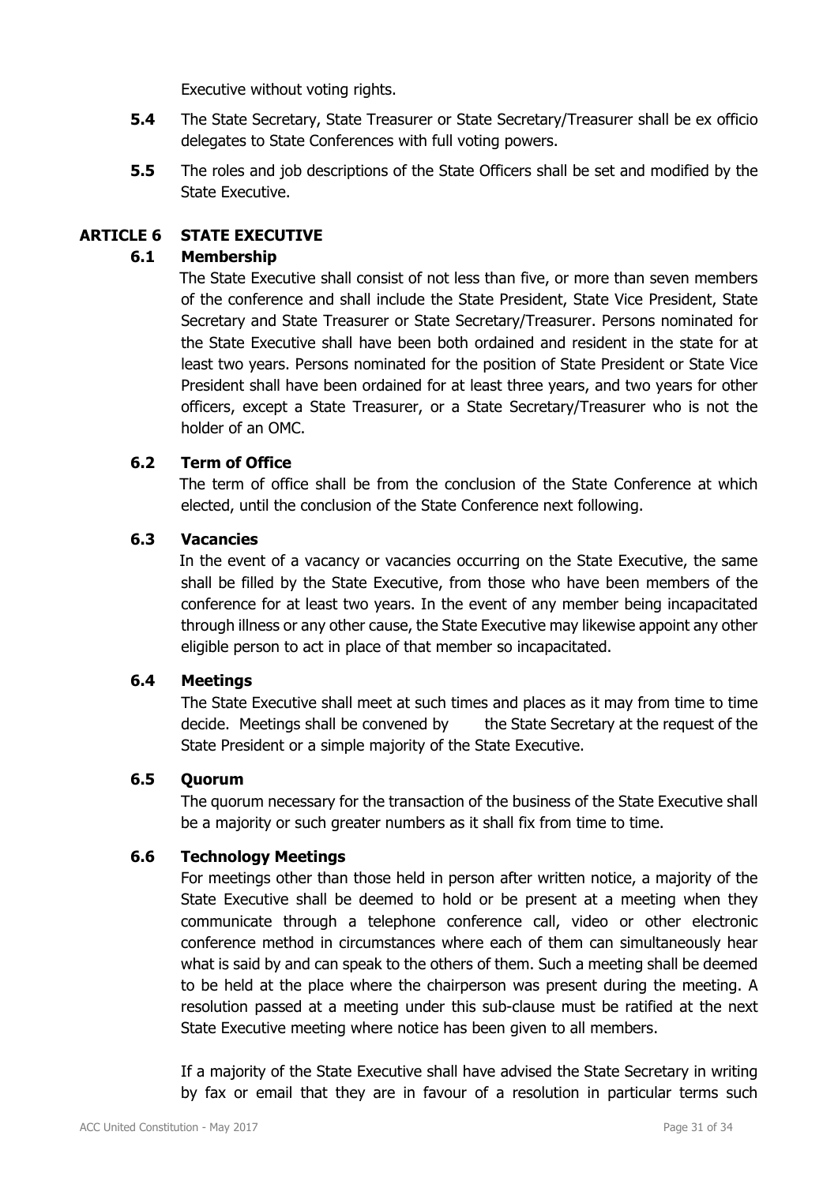Executive without voting rights.

**5.4** The State Secretary, State Treasurer or State Secretary/Treasurer shall be ex officio delegates to State Conferences with full voting powers.

**5.5** The roles and job descriptions of the State Officers shall be set and modified by the State Executive.

## ARTICLE 6 STATE EXECUTIVE

### 6.1 Membership

The State Executive shall consist of not less than five, or more than seven members of the conference and shall include the State President, State Vice President, State Secretary and State Treasurer or State Secretary/Treasurer. Persons nominated for the State Executive shall have been both ordained and resident in the state for at least two years. Persons nominated for the position of State President or State Vice President shall have been ordained for at least three years, and two years for other officers, except a State Treasurer, or a State Secretary/Treasurer who is not the holder of an OMC.

### 6.2 Term of Office

The term of office shall be from the conclusion of the State Conference at which elected, until the conclusion of the State Conference next following.

### 6.3 Vacancies

In the event of a vacancy or vacancies occurring on the State Executive, the same shall be filled by the State Executive, from those who have been members of the conference for at least two years. In the event of any member being incapacitated through illness or any other cause, the State Executive may likewise appoint any other eligible person to act in place of that member so incapacitated.

### 6.4 Meetings

The State Executive shall meet at such times and places as it may from time to time decide. Meetings shall be convened by the State Secretary at the request of the State President or a simple majority of the State Executive.

### 6.5 Quorum

The quorum necessary for the transaction of the business of the State Executive shall be a majority or such greater numbers as it shall fix from time to time.

### 6.6 Technology Meetings

For meetings other than those held in person after written notice, a majority of the State Executive shall be deemed to hold or be present at a meeting when they communicate through a telephone conference call, video or other electronic conference method in circumstances where each of them can simultaneously hear what is said by and can speak to the others of them. Such a meeting shall be deemed to be held at the place where the chairperson was present during the meeting. A resolution passed at a meeting under this sub-clause must be ratified at the next State Executive meeting where notice has been given to all members.

If a majority of the State Executive shall have advised the State Secretary in writing by fax or email that they are in favour of a resolution in particular terms such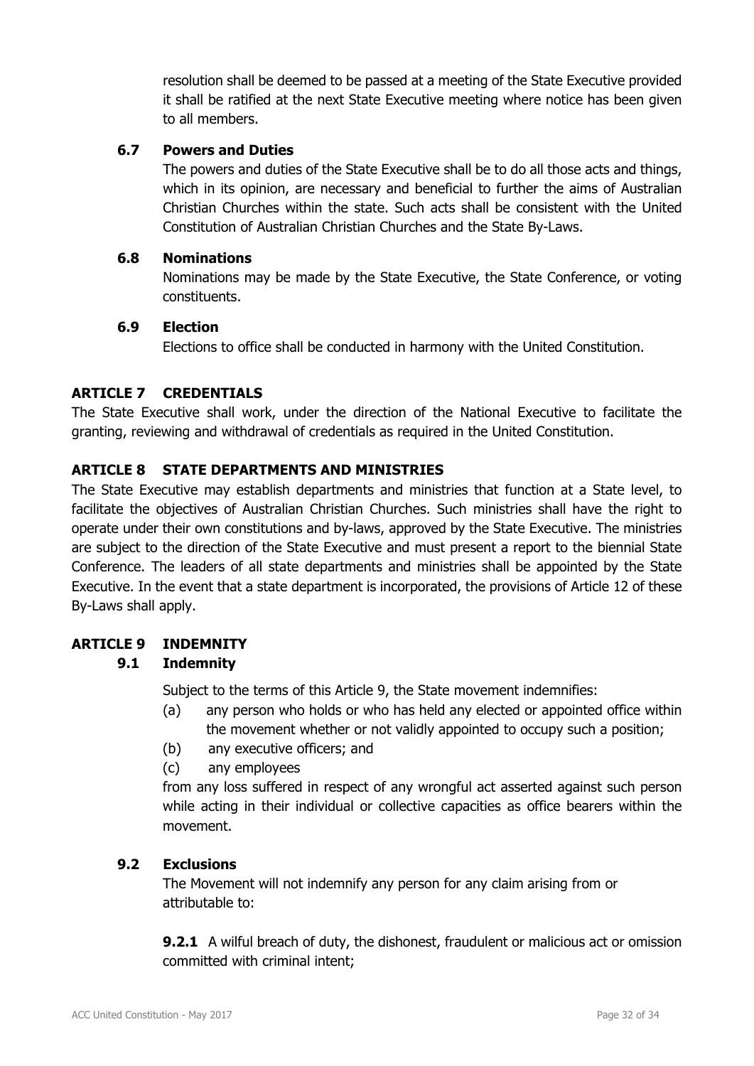resolution shall be deemed to be passed at a meeting of the State Executive provided it shall be ratified at the next State Executive meeting where notice has been given to all members.

### 6.7 Powers and Duties

The powers and duties of the State Executive shall be to do all those acts and things, which in its opinion, are necessary and beneficial to further the aims of Australian Christian Churches within the state. Such acts shall be consistent with the United Constitution of Australian Christian Churches and the State By-Laws.

### 6.8 Nominations

Nominations may be made by the State Executive, the State Conference, or voting constituents.

### 6.9 Election

Elections to office shall be conducted in harmony with the United Constitution.

## ARTICLE 7 CREDENTIALS

The State Executive shall work, under the direction of the National Executive to facilitate the granting, reviewing and withdrawal of credentials as required in the United Constitution.

## ARTICLE 8 STATE DEPARTMENTS AND MINISTRIES

The State Executive may establish departments and ministries that function at a State level, to facilitate the objectives of Australian Christian Churches. Such ministries shall have the right to operate under their own constitutions and by-laws, approved by the State Executive. The ministries are subject to the direction of the State Executive and must present a report to the biennial State Conference. The leaders of all state departments and ministries shall be appointed by the State Executive. In the event that a state department is incorporated, the provisions of Article 12 of these By-Laws shall apply.

## ARTICLE 9 INDEMNITY

### 9.1 Indemnity

Subject to the terms of this Article 9, the State movement indemnifies:

(a) any person who holds or who has held any elected or appointed office within the movement whether or not validly appointed to occupy such a position;

(b) any executive officers; and

(c) any employees

from any loss suffered in respect of any wrongful act asserted against such person while acting in their individual or collective capacities as office bearers within the movement.

### 9.2 Exclusions

The Movement will not indemnify any person for any claim arising from or attributable to:

**9.2.1** A wilful breach of duty, the dishonest, fraudulent or malicious act or omission committed with criminal intent;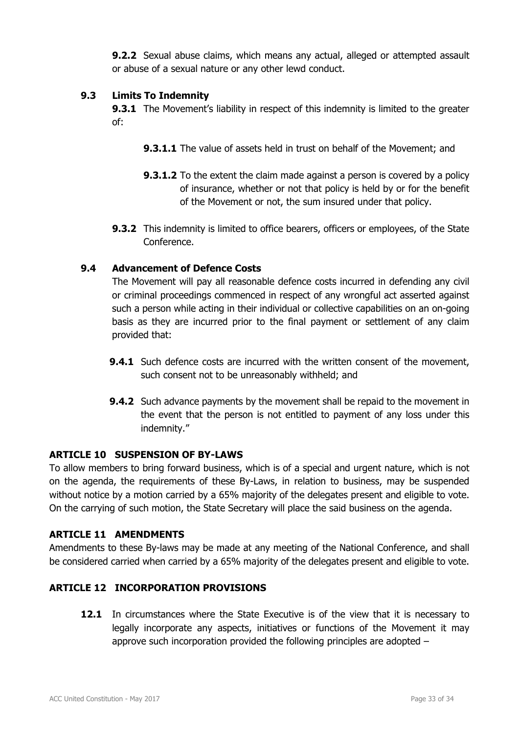**9.2.2** Sexual abuse claims, which means any actual, alleged or attempted assault or abuse of a sexual nature or any other lewd conduct.

### 9.3 Limits To Indemnity

**9.3.1** The Movement's liability in respect of this indemnity is limited to the greater of:

**9.3.1.1** The value of assets held in trust on behalf of the Movement; and

**9.3.1.2** To the extent the claim made against a person is covered by a policy of insurance, whether or not that policy is held by or for the benefit of the Movement or not, the sum insured under that policy.

**9.3.2** This indemnity is limited to office bearers, officers or employees, of the State Conference.

### 9.4 Advancement of Defence Costs

The Movement will pay all reasonable defence costs incurred in defending any civil or criminal proceedings commenced in respect of any wrongful act asserted against such a person while acting in their individual or collective capabilities on an on-going basis as they are incurred prior to the final payment or settlement of any claim provided that:

**9.4.1** Such defence costs are incurred with the written consent of the movement, such consent not to be unreasonably withheld; and

**9.4.2** Such advance payments by the movement shall be repaid to the movement in the event that the person is not entitled to payment of any loss under this indemnity."

## ARTICLE 10 SUSPENSION OF BY-LAWS

To allow members to bring forward business, which is of a special and urgent nature, which is not on the agenda, the requirements of these By-Laws, in relation to business, may be suspended without notice by a motion carried by a 65% majority of the delegates present and eligible to vote. On the carrying of such motion, the State Secretary will place the said business on the agenda.

## ARTICLE 11 AMENDMENTS

Amendments to these By-laws may be made at any meeting of the National Conference, and shall be considered carried when carried by a 65% majority of the delegates present and eligible to vote.

## ARTICLE 12 INCORPORATION PROVISIONS

**12.1** In circumstances where the State Executive is of the view that it is necessary to legally incorporate any aspects, initiatives or functions of the Movement it may approve such incorporation provided the following principles are adopted –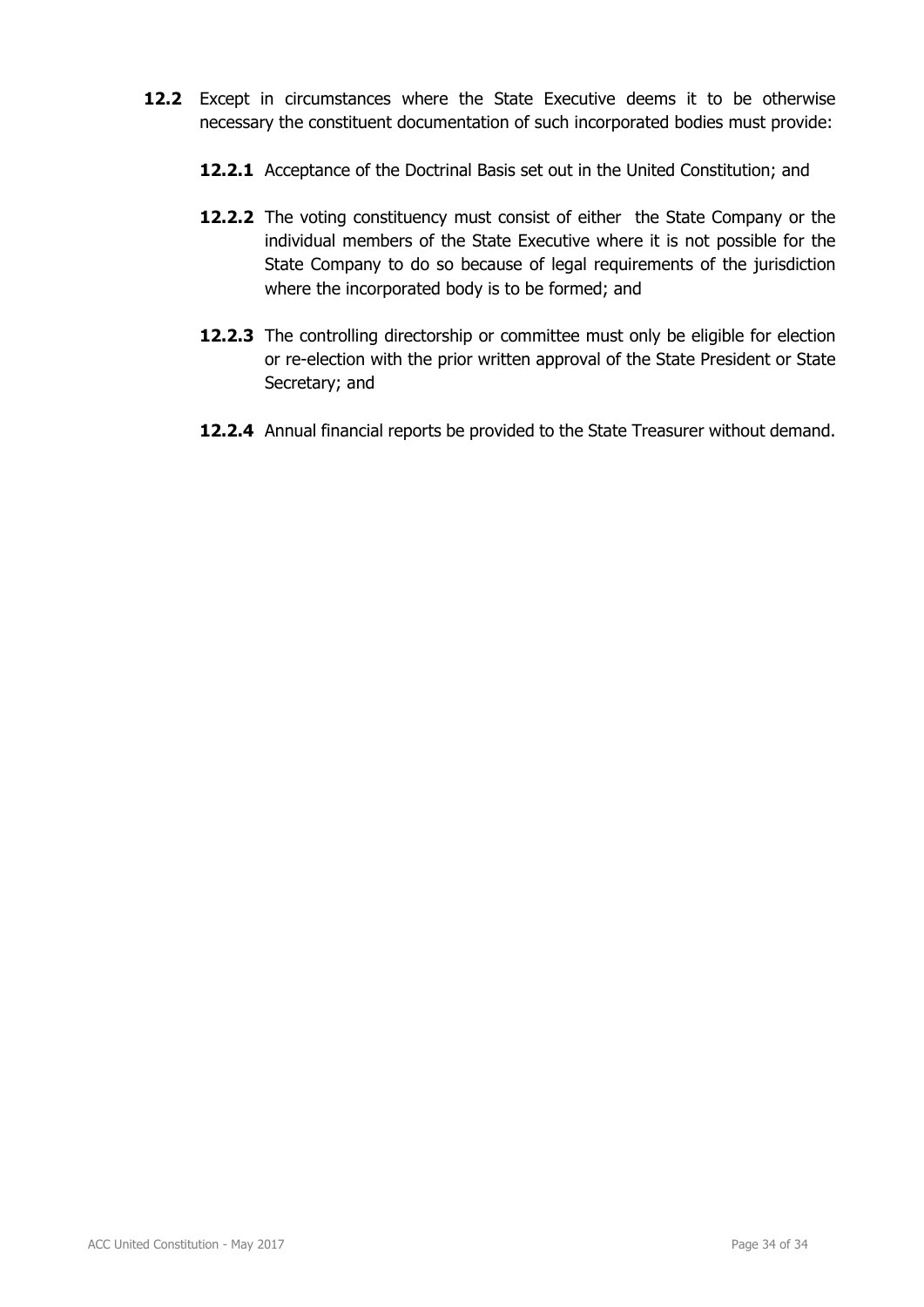**12.2** Except in circumstances where the State Executive deems it to be otherwise necessary the constituent documentation of such incorporated bodies must provide:

**12.2.1** Acceptance of the Doctrinal Basis set out in the United Constitution; and

**12.2.2** The voting constituency must consist of either the State Company or the individual members of the State Executive where it is not possible for the State Company to do so because of legal requirements of the jurisdiction where the incorporated body is to be formed; and

**12.2.3** The controlling directorship or committee must only be eligible for election or re-election with the prior written approval of the State President or State Secretary; and

**12.2.4** Annual financial reports be provided to the State Treasurer without demand.